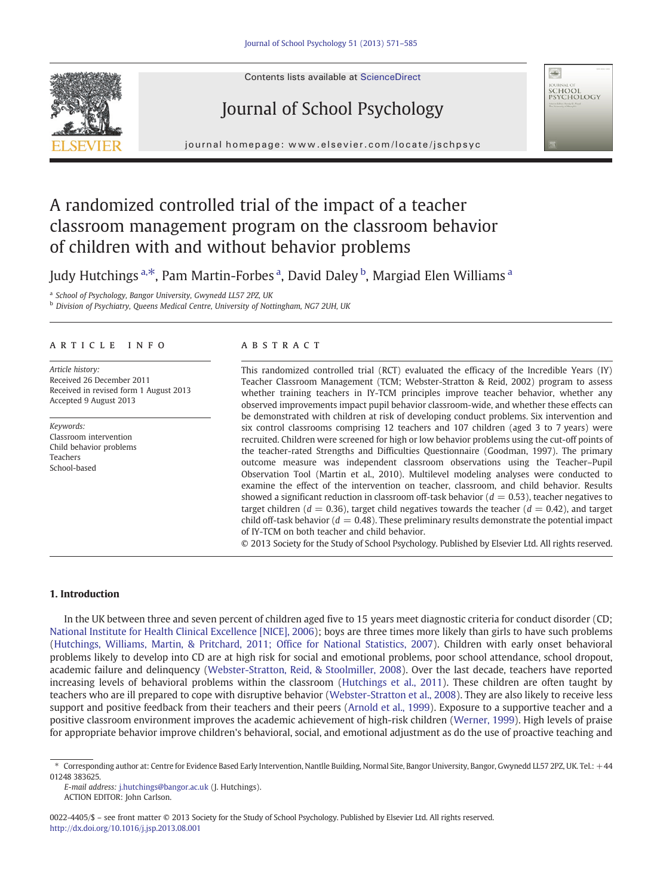# A randomized controlled trial of the impact of a teacher classroom management program on the classroom behavior of children with and without behavior problems

Judy Hutchings [a,*], Pam Martin-Forbes [a], David Daley [b], Margiad Elen Williams [a]

[a] School of Psychology, Bangor University, Gwynedd LL57 2PZ, UK
[b] Division of Psychiatry, Queens Medical Centre, University of Nottingham, NG7 2UH, UK

## ARTICLE INFO

*Article history:*
Received 26 December 2011
Received in revised form 1 August 2013
Accepted 9 August 2013

*Keywords:*
Classroom intervention
Child behavior problems
Teachers
School-based

## ABSTRACT

This randomized controlled trial (RCT) evaluated the efficacy of the Incredible Years (IY) Teacher Classroom Management (TCM; Webster-Stratton & Reid, 2002) program to assess whether training teachers in IY-TCM principles improve teacher behavior, whether any observed improvements impact pupil behavior classroom-wide, and whether these effects can be demonstrated with children at risk of developing conduct problems. Six intervention and six control classrooms comprising 12 teachers and 107 children (aged 3 to 7 years) were recruited. Children were screened for high or low behavior problems using the cut-off points of the teacher-rated Strengths and Difficulties Questionnaire (Goodman, 1997). The primary outcome measure was independent classroom observations using the Teacher–Pupil Observation Tool (Martin et al., 2010). Multilevel modeling analyses were conducted to examine the effect of the intervention on teacher, classroom, and child behavior. Results showed a significant reduction in classroom off-task behavior ($d = 0.53$), teacher negatives to target children ($d = 0.36$), target child negatives towards the teacher ($d = 0.42$), and target child off-task behavior ($d = 0.48$). These preliminary results demonstrate the potential impact of IY-TCM on both teacher and child behavior.

© 2013 Society for the Study of School Psychology. Published by Elsevier Ltd. All rights reserved.

## 1. Introduction

In the UK between three and seven percent of children aged five to 15 years meet diagnostic criteria for conduct disorder (CD; National Institute for Health Clinical Excellence [NICE], 2006); boys are three times more likely than girls to have such problems (Hutchings, Williams, Martin, & Pritchard, 2011; Office for National Statistics, 2007). Children with early onset behavioral problems likely to develop into CD are at high risk for social and emotional problems, poor school attendance, school dropout, academic failure and delinquency (Webster-Stratton, Reid, & Stoolmiller, 2008). Over the last decade, teachers have reported increasing levels of behavioral problems within the classroom (Hutchings et al., 2011). These children are often taught by teachers who are ill prepared to cope with disruptive behavior (Webster-Stratton et al., 2008). They are also likely to receive less support and positive feedback from their teachers and their peers (Arnold et al., 1999). Exposure to a supportive teacher and a positive classroom environment improves the academic achievement of high-risk children (Werner, 1999). High levels of praise for appropriate behavior improve children's behavioral, social, and emotional adjustment as do the use of proactive teaching and

---

* Corresponding author at: Centre for Evidence Based Early Intervention, Nantlle Building, Normal Site, Bangor University, Bangor, Gwynedd LL57 2PZ, UK. Tel.: +44 01248 383625.
*E-mail address:* j.hutchings@bangor.ac.uk (J. Hutchings).
ACTION EDITOR: John Carlson.

0022-4405/$ – see front matter © 2013 Society for the Study of School Psychology. Published by Elsevier Ltd. All rights reserved.
http://dx.doi.org/10.1016/j.jsp.2013.08.001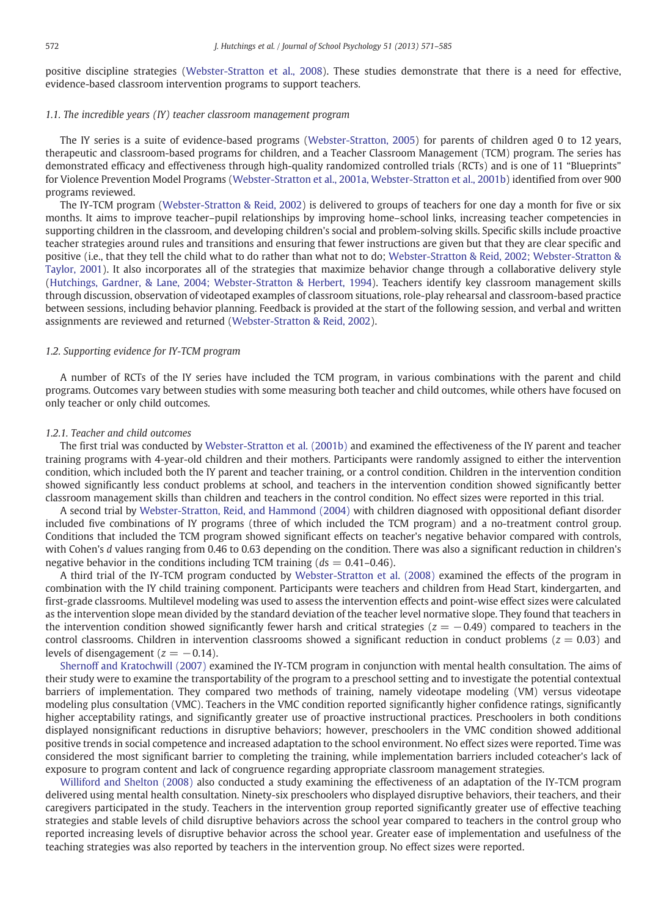positive discipline strategies (Webster-Stratton et al., 2008). These studies demonstrate that there is a need for effective, evidence-based classroom intervention programs to support teachers.

### 1.1. The incredible years (IY) teacher classroom management program

The IY series is a suite of evidence-based programs (Webster-Stratton, 2005) for parents of children aged 0 to 12 years, therapeutic and classroom-based programs for children, and a Teacher Classroom Management (TCM) program. The series has demonstrated efficacy and effectiveness through high-quality randomized controlled trials (RCTs) and is one of 11 "Blueprints" for Violence Prevention Model Programs (Webster-Stratton et al., 2001a, Webster-Stratton et al., 2001b) identified from over 900 programs reviewed.

The IY-TCM program (Webster-Stratton & Reid, 2002) is delivered to groups of teachers for one day a month for five or six months. It aims to improve teacher–pupil relationships by improving home–school links, increasing teacher competencies in supporting children in the classroom, and developing children's social and problem-solving skills. Specific skills include proactive teacher strategies around rules and transitions and ensuring that fewer instructions are given but that they are clear specific and positive (i.e., that they tell the child what to do rather than what not to do; Webster-Stratton & Reid, 2002; Webster-Stratton & Taylor, 2001). It also incorporates all of the strategies that maximize behavior change through a collaborative delivery style (Hutchings, Gardner, & Lane, 2004; Webster-Stratton & Herbert, 1994). Teachers identify key classroom management skills through discussion, observation of videotaped examples of classroom situations, role-play rehearsal and classroom-based practice between sessions, including behavior planning. Feedback is provided at the start of the following session, and verbal and written assignments are reviewed and returned (Webster-Stratton & Reid, 2002).

### 1.2. Supporting evidence for IY-TCM program

A number of RCTs of the IY series have included the TCM program, in various combinations with the parent and child programs. Outcomes vary between studies with some measuring both teacher and child outcomes, while others have focused on only teacher or only child outcomes.

#### 1.2.1. Teacher and child outcomes

The first trial was conducted by Webster-Stratton et al. (2001b) and examined the effectiveness of the IY parent and teacher training programs with 4-year-old children and their mothers. Participants were randomly assigned to either the intervention condition, which included both the IY parent and teacher training, or a control condition. Children in the intervention condition showed significantly less conduct problems at school, and teachers in the intervention condition showed significantly better classroom management skills than children and teachers in the control condition. No effect sizes were reported in this trial.

A second trial by Webster-Stratton, Reid, and Hammond (2004) with children diagnosed with oppositional defiant disorder included five combinations of IY programs (three of which included the TCM program) and a no-treatment control group. Conditions that included the TCM program showed significant effects on teacher's negative behavior compared with controls, with Cohen's *d* values ranging from 0.46 to 0.63 depending on the condition. There was also a significant reduction in children's negative behavior in the conditions including TCM training ($ds = 0.41$–$0.46$).

A third trial of the IY-TCM program conducted by Webster-Stratton et al. (2008) examined the effects of the program in combination with the IY child training component. Participants were teachers and children from Head Start, kindergarten, and first-grade classrooms. Multilevel modeling was used to assess the intervention effects and point-wise effect sizes were calculated as the intervention slope mean divided by the standard deviation of the teacher level normative slope. They found that teachers in the intervention condition showed significantly fewer harsh and critical strategies ($z = -0.49$) compared to teachers in the control classrooms. Children in intervention classrooms showed a significant reduction in conduct problems ($z = 0.03$) and levels of disengagement ($z = -0.14$).

Shernoff and Kratochwill (2007) examined the IY-TCM program in conjunction with mental health consultation. The aims of their study were to examine the transportability of the program to a preschool setting and to investigate the potential contextual barriers of implementation. They compared two methods of training, namely videotape modeling (VM) versus videotape modeling plus consultation (VMC). Teachers in the VMC condition reported significantly higher confidence ratings, significantly higher acceptability ratings, and significantly greater use of proactive instructional practices. Preschoolers in both conditions displayed nonsignificant reductions in disruptive behaviors; however, preschoolers in the VMC condition showed additional positive trends in social competence and increased adaptation to the school environment. No effect sizes were reported. Time was considered the most significant barrier to completing the training, while implementation barriers included coteacher's lack of exposure to program content and lack of congruence regarding appropriate classroom management strategies.

Williford and Shelton (2008) also conducted a study examining the effectiveness of an adaptation of the IY-TCM program delivered using mental health consultation. Ninety-six preschoolers who displayed disruptive behaviors, their teachers, and their caregivers participated in the study. Teachers in the intervention group reported significantly greater use of effective teaching strategies and stable levels of child disruptive behaviors across the school year compared to teachers in the control group who reported increasing levels of disruptive behavior across the school year. Greater ease of implementation and usefulness of the teaching strategies was also reported by teachers in the intervention group. No effect sizes were reported.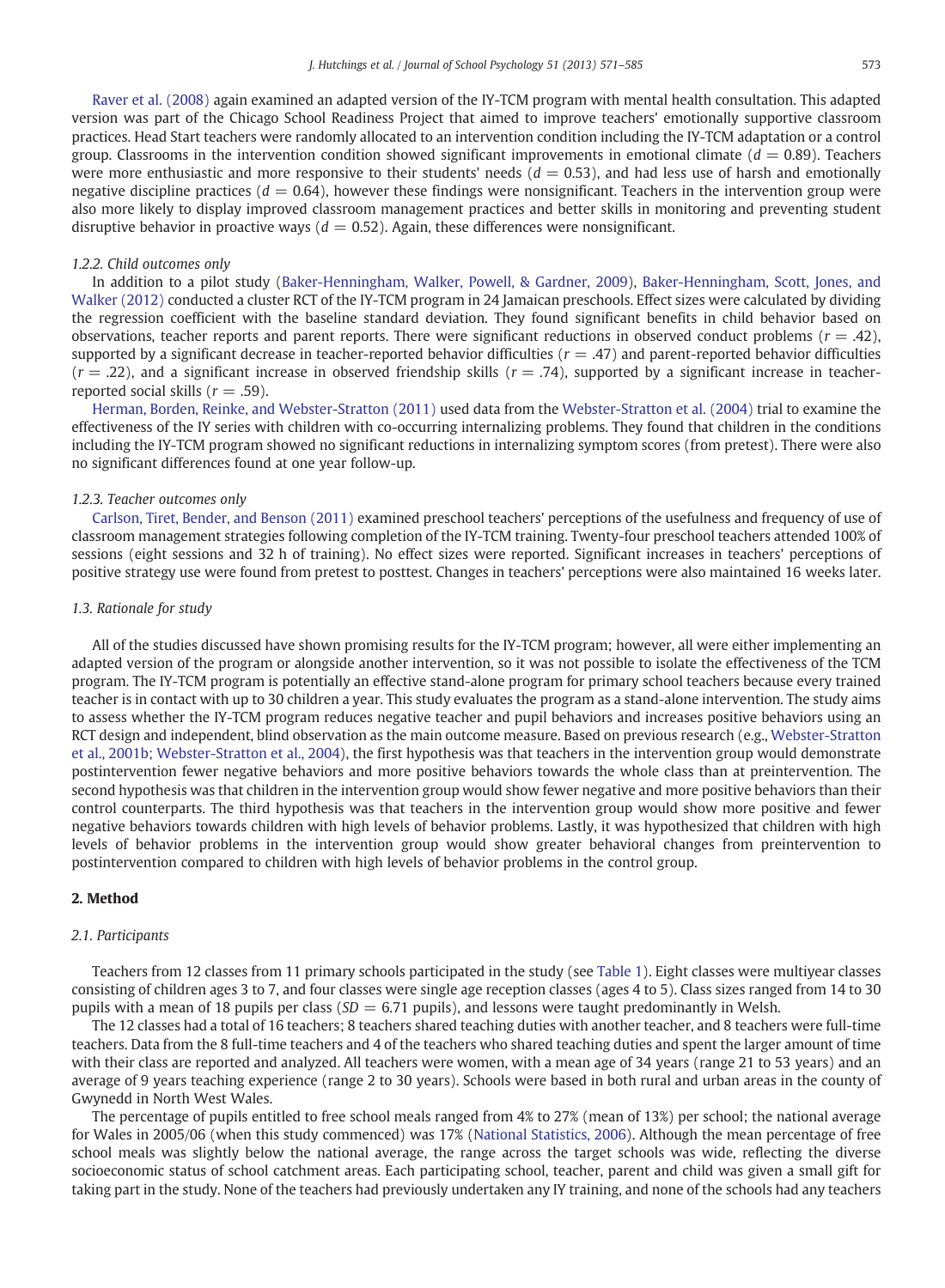Raver et al. (2008) again examined an adapted version of the IY-TCM program with mental health consultation. This adapted version was part of the Chicago School Readiness Project that aimed to improve teachers' emotionally supportive classroom practices. Head Start teachers were randomly allocated to an intervention condition including the IY-TCM adaptation or a control group. Classrooms in the intervention condition showed significant improvements in emotional climate ($d = 0.89$). Teachers were more enthusiastic and more responsive to their students' needs ($d = 0.53$), and had less use of harsh and emotionally negative discipline practices ($d = 0.64$), however these findings were nonsignificant. Teachers in the intervention group were also more likely to display improved classroom management practices and better skills in monitoring and preventing student disruptive behavior in proactive ways ($d = 0.52$). Again, these differences were nonsignificant.

### 1.2.2. Child outcomes only

In addition to a pilot study (Baker-Henningham, Walker, Powell, & Gardner, 2009), Baker-Henningham, Scott, Jones, and Walker (2012) conducted a cluster RCT of the IY-TCM program in 24 Jamaican preschools. Effect sizes were calculated by dividing the regression coefficient with the baseline standard deviation. They found significant benefits in child behavior based on observations, teacher reports and parent reports. There were significant reductions in observed conduct problems ($r = .42$), supported by a significant decrease in teacher-reported behavior difficulties ($r = .47$) and parent-reported behavior difficulties ($r = .22$), and a significant increase in observed friendship skills ($r = .74$), supported by a significant increase in teacher-reported social skills ($r = .59$).

Herman, Borden, Reinke, and Webster-Stratton (2011) used data from the Webster-Stratton et al. (2004) trial to examine the effectiveness of the IY series with children with co-occurring internalizing problems. They found that children in the conditions including the IY-TCM program showed no significant reductions in internalizing symptom scores (from pretest). There were also no significant differences found at one year follow-up.

### 1.2.3. Teacher outcomes only

Carlson, Tiret, Bender, and Benson (2011) examined preschool teachers' perceptions of the usefulness and frequency of use of classroom management strategies following completion of the IY-TCM training. Twenty-four preschool teachers attended 100% of sessions (eight sessions and 32 h of training). No effect sizes were reported. Significant increases in teachers' perceptions of positive strategy use were found from pretest to posttest. Changes in teachers' perceptions were also maintained 16 weeks later.

### 1.3. Rationale for study

All of the studies discussed have shown promising results for the IY-TCM program; however, all were either implementing an adapted version of the program or alongside another intervention, so it was not possible to isolate the effectiveness of the TCM program. The IY-TCM program is potentially an effective stand-alone program for primary school teachers because every trained teacher is in contact with up to 30 children a year. This study evaluates the program as a stand-alone intervention. The study aims to assess whether the IY-TCM program reduces negative teacher and pupil behaviors and increases positive behaviors using an RCT design and independent, blind observation as the main outcome measure. Based on previous research (e.g., Webster-Stratton et al., 2001b; Webster-Stratton et al., 2004), the first hypothesis was that teachers in the intervention group would demonstrate postintervention fewer negative behaviors and more positive behaviors towards the whole class than at preintervention. The second hypothesis was that children in the intervention group would show fewer negative and more positive behaviors than their control counterparts. The third hypothesis was that teachers in the intervention group would show more positive and fewer negative behaviors towards children with high levels of behavior problems. Lastly, it was hypothesized that children with high levels of behavior problems in the intervention group would show greater behavioral changes from preintervention to postintervention compared to children with high levels of behavior problems in the control group.

## 2. Method

### 2.1. Participants

Teachers from 12 classes from 11 primary schools participated in the study (see Table 1). Eight classes were multiyear classes consisting of children ages 3 to 7, and four classes were single age reception classes (ages 4 to 5). Class sizes ranged from 14 to 30 pupils with a mean of 18 pupils per class ($SD = 6.71$ pupils), and lessons were taught predominantly in Welsh.

The 12 classes had a total of 16 teachers; 8 teachers shared teaching duties with another teacher, and 8 teachers were full-time teachers. Data from the 8 full-time teachers and 4 of the teachers who shared teaching duties and spent the larger amount of time with their class are reported and analyzed. All teachers were women, with a mean age of 34 years (range 21 to 53 years) and an average of 9 years teaching experience (range 2 to 30 years). Schools were based in both rural and urban areas in the county of Gwynedd in North West Wales.

The percentage of pupils entitled to free school meals ranged from 4% to 27% (mean of 13%) per school; the national average for Wales in 2005/06 (when this study commenced) was 17% (National Statistics, 2006). Although the mean percentage of free school meals was slightly below the national average, the range across the target schools was wide, reflecting the diverse socioeconomic status of school catchment areas. Each participating school, teacher, parent and child was given a small gift for taking part in the study. None of the teachers had previously undertaken any IY training, and none of the schools had any teachers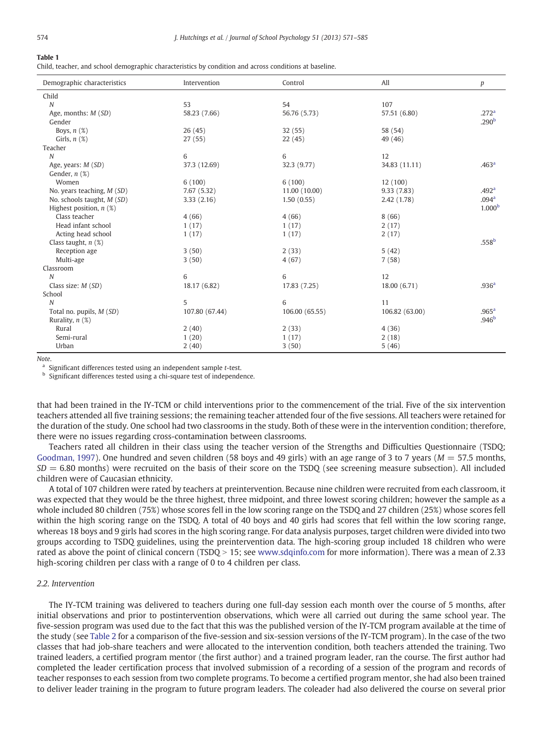**Table 1**

Child, teacher, and school demographic characteristics by condition and across conditions at baseline.

| Demographic characteristics | Intervention | Control | All | *p* |
|---|---|---|---|---|
| Child | | | | |
| *N* | 53 | 54 | 107 | |
| Age, months: *M* (*SD*) | 58.23 (7.66) | 56.76 (5.73) | 57.51 (6.80) | .272[a] |
| Gender | | | | .290[b] |
| Boys, *n* (%) | 26 (45) | 32 (55) | 58 (54) | |
| Girls, *n* (%) | 27 (55) | 22 (45) | 49 (46) | |
| Teacher | | | | |
| *N* | 6 | 6 | 12 | |
| Age, years: *M* (*SD*) | 37.3 (12.69) | 32.3 (9.77) | 34.83 (11.11) | .463[a] |
| Gender, *n* (%) | | | | |
| Women | 6 (100) | 6 (100) | 12 (100) | |
| No. years teaching, *M* (*SD*) | 7.67 (5.32) | 11.00 (10.00) | 9.33 (7.83) | .492[a] |
| No. schools taught, *M* (*SD*) | 3.33 (2.16) | 1.50 (0.55) | 2.42 (1.78) | .094[a] |
| Highest position, *n* (%) | | | | 1.000[b] |
| Class teacher | 4 (66) | 4 (66) | 8 (66) | |
| Head infant school | 1 (17) | 1 (17) | 2 (17) | |
| Acting head school | 1 (17) | 1 (17) | 2 (17) | |
| Class taught, *n* (%) | | | | .558[b] |
| Reception age | 3 (50) | 2 (33) | 5 (42) | |
| Multi-age | 3 (50) | 4 (67) | 7 (58) | |
| Classroom | | | | |
| *N* | 6 | 6 | 12 | |
| Class size: *M* (*SD*) | 18.17 (6.82) | 17.83 (7.25) | 18.00 (6.71) | .936[a] |
| School | | | | |
| *N* | 5 | 6 | 11 | |
| Total no. pupils, *M* (*SD*) | 107.80 (67.44) | 106.00 (65.55) | 106.82 (63.00) | .965[a] |
| Rurality, *n* (%) | | | | .946[b] |
| Rural | 2 (40) | 2 (33) | 4 (36) | |
| Semi-rural | 1 (20) | 1 (17) | 2 (18) | |
| Urban | 2 (40) | 3 (50) | 5 (46) | |

*Note.*

[a] Significant differences tested using an independent sample *t*-test.

[b] Significant differences tested using a chi-square test of independence.

that had been trained in the IY-TCM or child interventions prior to the commencement of the trial. Five of the six intervention teachers attended all five training sessions; the remaining teacher attended four of the five sessions. All teachers were retained for the duration of the study. One school had two classrooms in the study. Both of these were in the intervention condition; therefore, there were no issues regarding cross-contamination between classrooms.

Teachers rated all children in their class using the teacher version of the Strengths and Difficulties Questionnaire (TSDQ; Goodman, 1997). One hundred and seven children (58 boys and 49 girls) with an age range of 3 to 7 years ($M = 57.5$ months, $SD = 6.80$ months) were recruited on the basis of their score on the TSDQ (see screening measure subsection). All included children were of Caucasian ethnicity.

A total of 107 children were rated by teachers at preintervention. Because nine children were recruited from each classroom, it was expected that they would be the three highest, three midpoint, and three lowest scoring children; however the sample as a whole included 80 children (75%) whose scores fell in the low scoring range on the TSDQ and 27 children (25%) whose scores fell within the high scoring range on the TSDQ. A total of 40 boys and 40 girls had scores that fell within the low scoring range, whereas 18 boys and 9 girls had scores in the high scoring range. For data analysis purposes, target children were divided into two groups according to TSDQ guidelines, using the preintervention data. The high-scoring group included 18 children who were rated as above the point of clinical concern (TSDQ > 15; see www.sdqinfo.com for more information). There was a mean of 2.33 high-scoring children per class with a range of 0 to 4 children per class.

### 2.2. Intervention

The IY-TCM training was delivered to teachers during one full-day session each month over the course of 5 months, after initial observations and prior to postintervention observations, which were all carried out during the same school year. The five-session program was used due to the fact that this was the published version of the IY-TCM program available at the time of the study (see Table 2 for a comparison of the five-session and six-session versions of the IY-TCM program). In the case of the two classes that had job-share teachers and were allocated to the intervention condition, both teachers attended the training. Two trained leaders, a certified program mentor (the first author) and a trained program leader, ran the course. The first author had completed the leader certification process that involved submission of a recording of a session of the program and records of teacher responses to each session from two complete programs. To become a certified program mentor, she had also been trained to deliver leader training in the program to future program leaders. The coleader had also delivered the course on several prior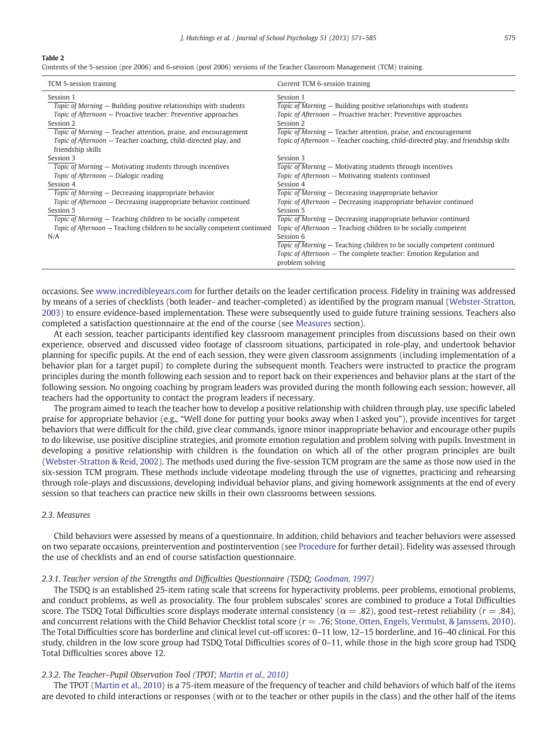**Table 2**
Contents of the 5-session (pre 2006) and 6-session (post 2006) versions of the Teacher Classroom Management (TCM) training.

| TCM 5-session training | Current TCM 6-session training |
|---|---|
| Session 1 | Session 1 |
| *Topic of Morning* — Building positive relationships with students | *Topic of Morning* — Building positive relationships with students |
| *Topic of Afternoon* — Proactive teacher: Preventive approaches | *Topic of Afternoon* — Proactive teacher: Preventive approaches |
| Session 2 | Session 2 |
| *Topic of Morning* — Teacher attention, praise, and encouragement | *Topic of Morning* — Teacher attention, praise, and encouragement |
| *Topic of Afternoon* — Teacher coaching, child-directed play, and friendship skills | *Topic of Afternoon* — Teacher coaching, child-directed play, and friendship skills |
| Session 3 | Session 3 |
| *Topic of Morning* — Motivating students through incentives | *Topic of Morning* — Motivating students through incentives |
| *Topic of Afternoon* — Dialogic reading | *Topic of Afternoon* — Motivating students continued |
| Session 4 | Session 4 |
| *Topic of Morning* — Decreasing inappropriate behavior | *Topic of Morning* — Decreasing inappropriate behavior |
| *Topic of Afternoon* — Decreasing inappropriate behavior continued | *Topic of Afternoon* — Decreasing inappropriate behavior continued |
| Session 5 | Session 5 |
| *Topic of Morning* — Teaching children to be socially competent | *Topic of Morning* — Decreasing inappropriate behavior continued |
| *Topic of Afternoon* — Teaching children to be socially competent continued | *Topic of Afternoon* — Teaching children to be socially competent |
| N/A | Session 6 |
| | *Topic of Morning* — Teaching children to be socially competent continued |
| | *Topic of Afternoon* — The complete teacher: Emotion Regulation and problem solving |

occasions. See www.incredibleyears.com for further details on the leader certification process. Fidelity in training was addressed by means of a series of checklists (both leader- and teacher-completed) as identified by the program manual (Webster-Stratton, 2003) to ensure evidence-based implementation. These were subsequently used to guide future training sessions. Teachers also completed a satisfaction questionnaire at the end of the course (see Measures section).

At each session, teacher participants identified key classroom management principles from discussions based on their own experience, observed and discussed video footage of classroom situations, participated in role-play, and undertook behavior planning for specific pupils. At the end of each session, they were given classroom assignments (including implementation of a behavior plan for a target pupil) to complete during the subsequent month. Teachers were instructed to practice the program principles during the month following each session and to report back on their experiences and behavior plans at the start of the following session. No ongoing coaching by program leaders was provided during the month following each session; however, all teachers had the opportunity to contact the program leaders if necessary.

The program aimed to teach the teacher how to develop a positive relationship with children through play, use specific labeled praise for appropriate behavior (e.g., "Well done for putting your books away when I asked you"), provide incentives for target behaviors that were difficult for the child, give clear commands, ignore minor inappropriate behavior and encourage other pupils to do likewise, use positive discipline strategies, and promote emotion regulation and problem solving with pupils. Investment in developing a positive relationship with children is the foundation on which all of the other program principles are built (Webster-Stratton & Reid, 2002). The methods used during the five-session TCM program are the same as those now used in the six-session TCM program. These methods include videotape modeling through the use of vignettes, practicing and rehearsing through role-plays and discussions, developing individual behavior plans, and giving homework assignments at the end of every session so that teachers can practice new skills in their own classrooms between sessions.

### 2.3. Measures

Child behaviors were assessed by means of a questionnaire. In addition, child behaviors and teacher behaviors were assessed on two separate occasions, preintervention and postintervention (see Procedure for further detail). Fidelity was assessed through the use of checklists and an end of course satisfaction questionnaire.

#### 2.3.1. Teacher version of the Strengths and Difficulties Questionnaire (TSDQ; Goodman, 1997)

The TSDQ is an established 25-item rating scale that screens for hyperactivity problems, peer problems, emotional problems, and conduct problems, as well as prosociality. The four problem subscales' scores are combined to produce a Total Difficulties score. The TSDQ Total Difficulties score displays moderate internal consistency ($\alpha = .82$), good test–retest reliability ($r = .84$), and concurrent relations with the Child Behavior Checklist total score ($r = .76$; Stone, Otten, Engels, Vermulst, & Janssens, 2010). The Total Difficulties score has borderline and clinical level cut-off scores: 0–11 low, 12–15 borderline, and 16–40 clinical. For this study, children in the low score group had TSDQ Total Difficulties scores of 0–11, while those in the high score group had TSDQ Total Difficulties scores above 12.

#### 2.3.2. The Teacher–Pupil Observation Tool (TPOT; Martin et al., 2010)

The TPOT (Martin et al., 2010) is a 75-item measure of the frequency of teacher and child behaviors of which half of the items are devoted to child interactions or responses (with or to the teacher or other pupils in the class) and the other half of the items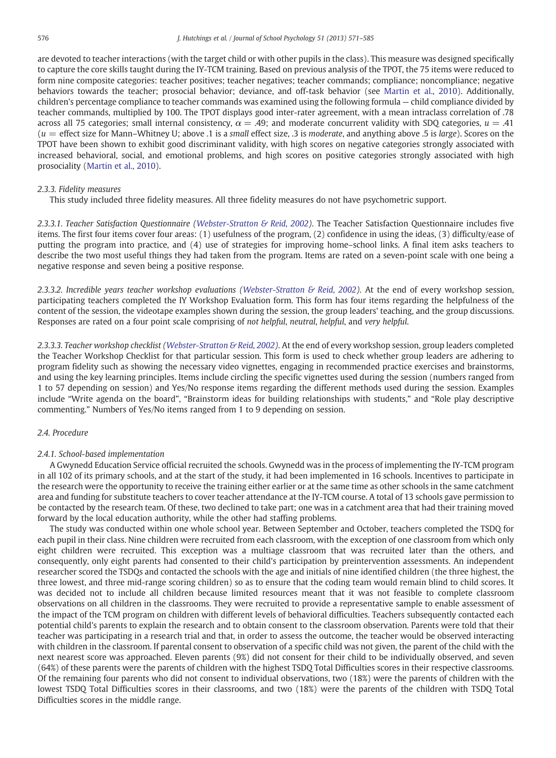are devoted to teacher interactions (with the target child or with other pupils in the class). This measure was designed specifically to capture the core skills taught during the IY-TCM training. Based on previous analysis of the TPOT, the 75 items were reduced to form nine composite categories: teacher positives; teacher negatives; teacher commands; compliance; noncompliance; negative behaviors towards the teacher; prosocial behavior; deviance, and off-task behavior (see Martin et al., 2010). Additionally, children's percentage compliance to teacher commands was examined using the following formula — child compliance divided by teacher commands, multiplied by 100. The TPOT displays good inter-rater agreement, with a mean intraclass correlation of .78 across all 75 categories; small internal consistency, $\alpha = .49$; and moderate concurrent validity with SDQ categories, $u = .41$ ($u$ = effect size for Mann–Whitney U; above .1 is a *small* effect size, .3 is *moderate*, and anything above .5 is *large*). Scores on the TPOT have been shown to exhibit good discriminant validity, with high scores on negative categories strongly associated with increased behavioral, social, and emotional problems, and high scores on positive categories strongly associated with high prosociality (Martin et al., 2010).

#### 2.3.3. Fidelity measures

This study included three fidelity measures. All three fidelity measures do not have psychometric support.

*2.3.3.1. Teacher Satisfaction Questionnaire (Webster-Stratton & Reid, 2002).* The Teacher Satisfaction Questionnaire includes five items. The first four items cover four areas: (1) usefulness of the program, (2) confidence in using the ideas, (3) difficulty/ease of putting the program into practice, and (4) use of strategies for improving home–school links. A final item asks teachers to describe the two most useful things they had taken from the program. Items are rated on a seven-point scale with one being a negative response and seven being a positive response.

*2.3.3.2. Incredible years teacher workshop evaluations (Webster-Stratton & Reid, 2002).* At the end of every workshop session, participating teachers completed the IY Workshop Evaluation form. This form has four items regarding the helpfulness of the content of the session, the videotape examples shown during the session, the group leaders' teaching, and the group discussions. Responses are rated on a four point scale comprising of *not helpful*, *neutral*, *helpful*, and *very helpful*.

*2.3.3.3. Teacher workshop checklist (Webster-Stratton & Reid, 2002).* At the end of every workshop session, group leaders completed the Teacher Workshop Checklist for that particular session. This form is used to check whether group leaders are adhering to program fidelity such as showing the necessary video vignettes, engaging in recommended practice exercises and brainstorms, and using the key learning principles. Items include circling the specific vignettes used during the session (numbers ranged from 1 to 57 depending on session) and Yes/No response items regarding the different methods used during the session. Examples include "Write agenda on the board", "Brainstorm ideas for building relationships with students," and "Role play descriptive commenting." Numbers of Yes/No items ranged from 1 to 9 depending on session.

### 2.4. Procedure

#### 2.4.1. School-based implementation

A Gwynedd Education Service official recruited the schools. Gwynedd was in the process of implementing the IY-TCM program in all 102 of its primary schools, and at the start of the study, it had been implemented in 16 schools. Incentives to participate in the research were the opportunity to receive the training either earlier or at the same time as other schools in the same catchment area and funding for substitute teachers to cover teacher attendance at the IY-TCM course. A total of 13 schools gave permission to be contacted by the research team. Of these, two declined to take part; one was in a catchment area that had their training moved forward by the local education authority, while the other had staffing problems.

The study was conducted within one whole school year. Between September and October, teachers completed the TSDQ for each pupil in their class. Nine children were recruited from each classroom, with the exception of one classroom from which only eight children were recruited. This exception was a multiage classroom that was recruited later than the others, and consequently, only eight parents had consented to their child's participation by preintervention assessments. An independent researcher scored the TSDQs and contacted the schools with the age and initials of nine identified children (the three highest, the three lowest, and three mid-range scoring children) so as to ensure that the coding team would remain blind to child scores. It was decided not to include all children because limited resources meant that it was not feasible to complete classroom observations on all children in the classrooms. They were recruited to provide a representative sample to enable assessment of the impact of the TCM program on children with different levels of behavioral difficulties. Teachers subsequently contacted each potential child's parents to explain the research and to obtain consent to the classroom observation. Parents were told that their teacher was participating in a research trial and that, in order to assess the outcome, the teacher would be observed interacting with children in the classroom. If parental consent to observation of a specific child was not given, the parent of the child with the next nearest score was approached. Eleven parents (9%) did not consent for their child to be individually observed, and seven (64%) of these parents were the parents of children with the highest TSDQ Total Difficulties scores in their respective classrooms. Of the remaining four parents who did not consent to individual observations, two (18%) were the parents of children with the lowest TSDQ Total Difficulties scores in their classrooms, and two (18%) were the parents of the children with TSDQ Total Difficulties scores in the middle range.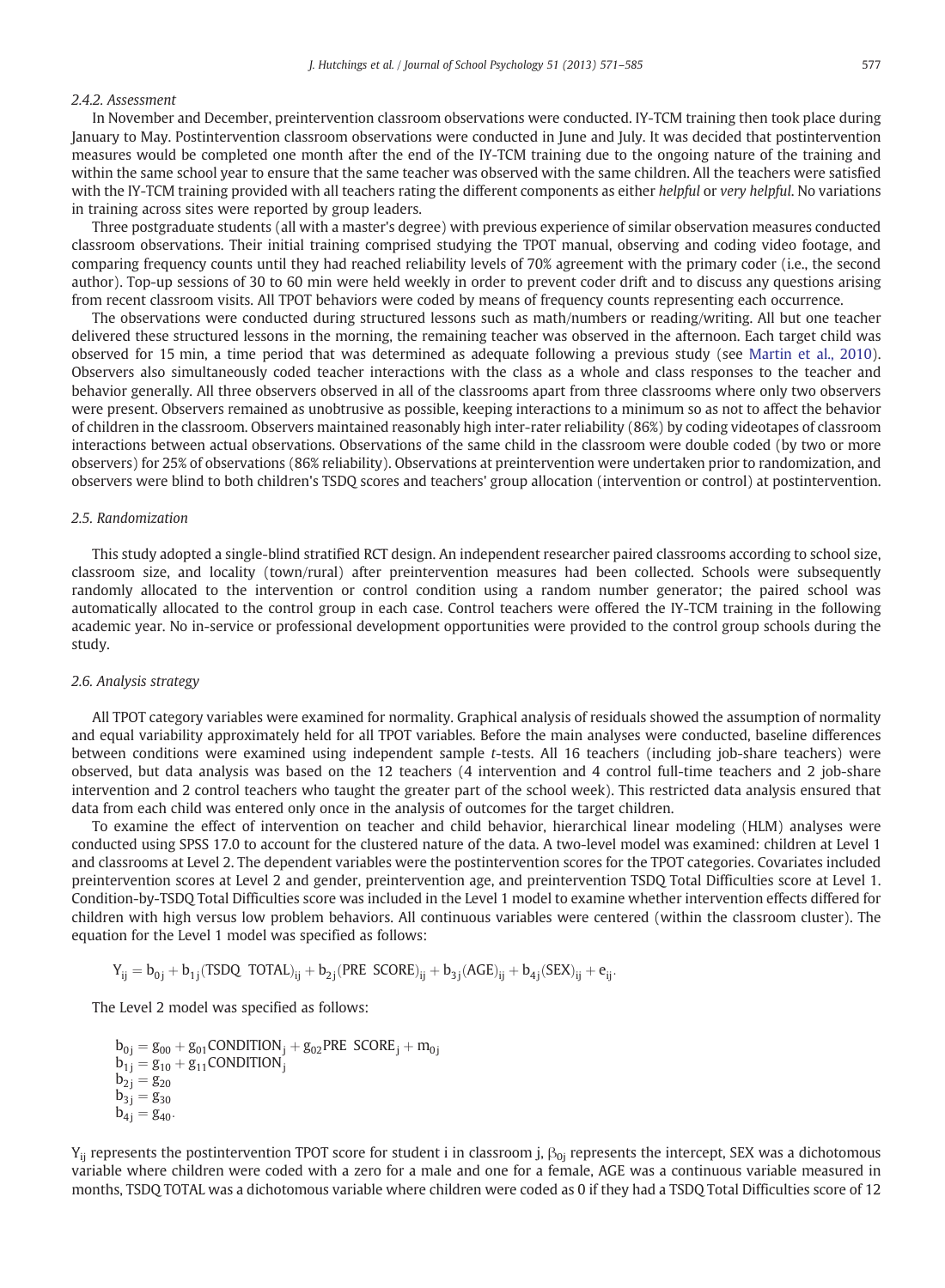#### 2.4.2. Assessment

In November and December, preintervention classroom observations were conducted. IY-TCM training then took place during January to May. Postintervention classroom observations were conducted in June and July. It was decided that postintervention measures would be completed one month after the end of the IY-TCM training due to the ongoing nature of the training and within the same school year to ensure that the same teacher was observed with the same children. All the teachers were satisfied with the IY-TCM training provided with all teachers rating the different components as either *helpful* or *very helpful*. No variations in training across sites were reported by group leaders.

Three postgraduate students (all with a master's degree) with previous experience of similar observation measures conducted classroom observations. Their initial training comprised studying the TPOT manual, observing and coding video footage, and comparing frequency counts until they had reached reliability levels of 70% agreement with the primary coder (i.e., the second author). Top-up sessions of 30 to 60 min were held weekly in order to prevent coder drift and to discuss any questions arising from recent classroom visits. All TPOT behaviors were coded by means of frequency counts representing each occurrence.

The observations were conducted during structured lessons such as math/numbers or reading/writing. All but one teacher delivered these structured lessons in the morning, the remaining teacher was observed in the afternoon. Each target child was observed for 15 min, a time period that was determined as adequate following a previous study (see Martin et al., 2010). Observers also simultaneously coded teacher interactions with the class as a whole and class responses to the teacher and behavior generally. All three observers observed in all of the classrooms apart from three classrooms where only two observers were present. Observers remained as unobtrusive as possible, keeping interactions to a minimum so as not to affect the behavior of children in the classroom. Observers maintained reasonably high inter-rater reliability (86%) by coding videotapes of classroom interactions between actual observations. Observations of the same child in the classroom were double coded (by two or more observers) for 25% of observations (86% reliability). Observations at preintervention were undertaken prior to randomization, and observers were blind to both children's TSDQ scores and teachers' group allocation (intervention or control) at postintervention.

### 2.5. Randomization

This study adopted a single-blind stratified RCT design. An independent researcher paired classrooms according to school size, classroom size, and locality (town/rural) after preintervention measures had been collected. Schools were subsequently randomly allocated to the intervention or control condition using a random number generator; the paired school was automatically allocated to the control group in each case. Control teachers were offered the IY-TCM training in the following academic year. No in-service or professional development opportunities were provided to the control group schools during the study.

### 2.6. Analysis strategy

All TPOT category variables were examined for normality. Graphical analysis of residuals showed the assumption of normality and equal variability approximately held for all TPOT variables. Before the main analyses were conducted, baseline differences between conditions were examined using independent sample *t*-tests. All 16 teachers (including job-share teachers) were observed, but data analysis was based on the 12 teachers (4 intervention and 4 control full-time teachers and 2 job-share intervention and 2 control teachers who taught the greater part of the school week). This restricted data analysis ensured that data from each child was entered only once in the analysis of outcomes for the target children.

To examine the effect of intervention on teacher and child behavior, hierarchical linear modeling (HLM) analyses were conducted using SPSS 17.0 to account for the clustered nature of the data. A two-level model was examined: children at Level 1 and classrooms at Level 2. The dependent variables were the postintervention scores for the TPOT categories. Covariates included preintervention scores at Level 2 and gender, preintervention age, and preintervention TSDQ Total Difficulties score at Level 1. Condition-by-TSDQ Total Difficulties score was included in the Level 1 model to examine whether intervention effects differed for children with high versus low problem behaviors. All continuous variables were centered (within the classroom cluster). The equation for the Level 1 model was specified as follows:

$$Y_{ij} = b_{0j} + b_{1j}(\text{TSDQ TOTAL})_{ij} + b_{2j}(\text{PRE SCORE})_{ij} + b_{3j}(\text{AGE})_{ij} + b_{4j}(\text{SEX})_{ij} + e_{ij}.$$

The Level 2 model was specified as follows:

$$b_{0j} = g_{00} + g_{01}\text{CONDITION}_j + g_{02}\text{PRE SCORE}_j + m_{0j}$$
$$b_{1j} = g_{10} + g_{11}\text{CONDITION}_j$$
$$b_{2j} = g_{20}$$
$$b_{3j} = g_{30}$$
$$b_{4j} = g_{40}.$$

$Y_{ij}$ represents the postintervention TPOT score for student i in classroom j, $\beta_{0j}$ represents the intercept, SEX was a dichotomous variable where children were coded with a zero for a male and one for a female, AGE was a continuous variable measured in months, TSDQ TOTAL was a dichotomous variable where children were coded as 0 if they had a TSDQ Total Difficulties score of 12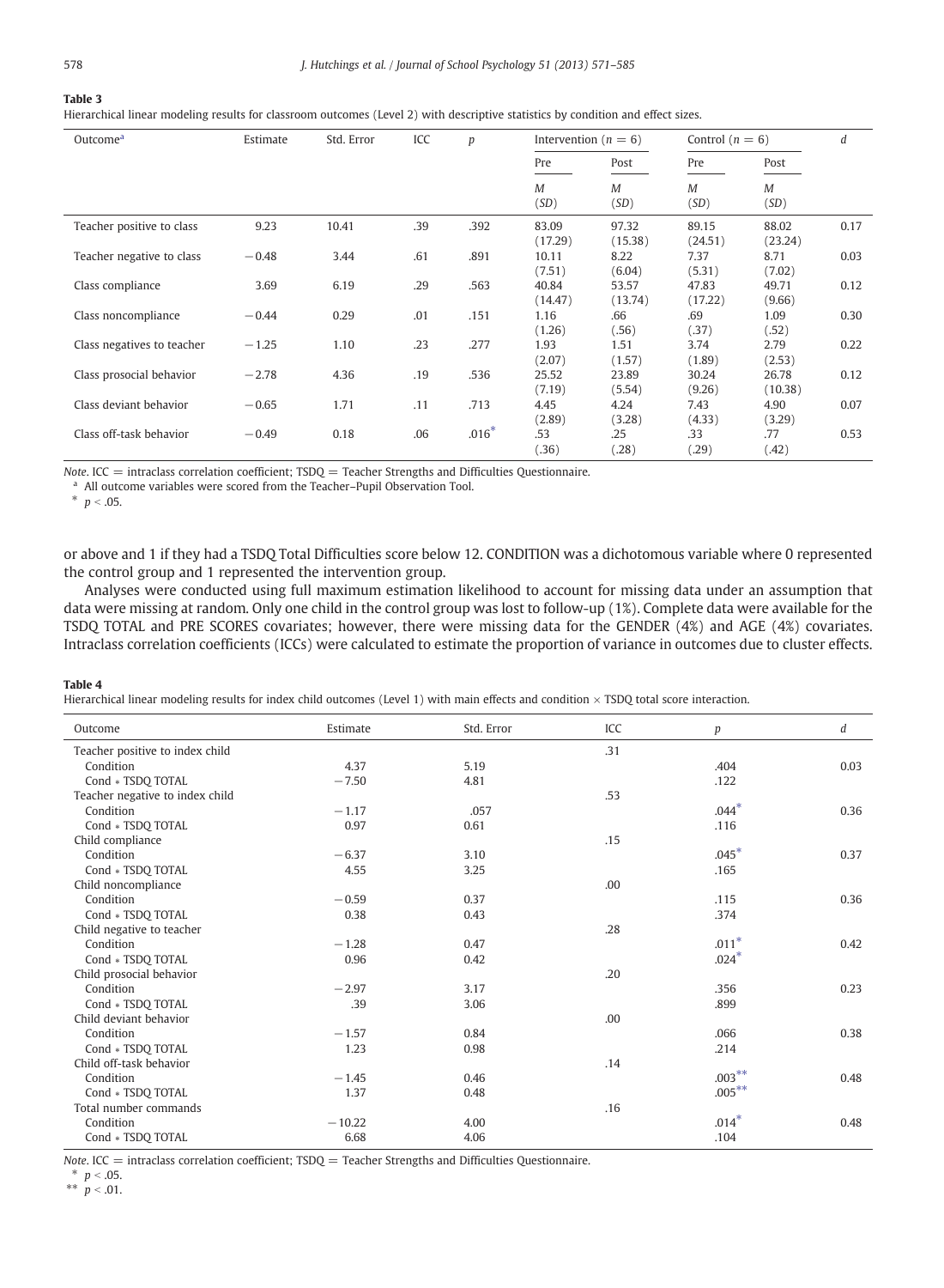**Table 3**
Hierarchical linear modeling results for classroom outcomes (Level 2) with descriptive statistics by condition and effect sizes.

| Outcome[a] | Estimate | Std. Error | ICC | $p$ | Intervention ($n = 6$) | | Control ($n = 6$) | | $d$ |
|---|---|---|---|---|---|---|---|---|---|
| | | | | | Pre | Post | Pre | Post | |
| | | | | | $M$ ($SD$) | $M$ ($SD$) | $M$ ($SD$) | $M$ ($SD$) | |
| Teacher positive to class | 9.23 | 10.41 | .39 | .392 | 83.09 (17.29) | 97.32 (15.38) | 89.15 (24.51) | 88.02 (23.24) | 0.17 |
| Teacher negative to class | −0.48 | 3.44 | .61 | .891 | 10.11 (7.51) | 8.22 (6.04) | 7.37 (5.31) | 8.71 (7.02) | 0.03 |
| Class compliance | 3.69 | 6.19 | .29 | .563 | 40.84 (14.47) | 53.57 (13.74) | 47.83 (17.22) | 49.71 (9.66) | 0.12 |
| Class noncompliance | −0.44 | 0.29 | .01 | .151 | 1.16 (1.26) | .66 (.56) | .69 (.37) | 1.09 (.52) | 0.30 |
| Class negatives to teacher | −1.25 | 1.10 | .23 | .277 | 1.93 (2.07) | 1.51 (1.57) | 3.74 (1.89) | 2.79 (2.53) | 0.22 |
| Class prosocial behavior | −2.78 | 4.36 | .19 | .536 | 25.52 (7.19) | 23.89 (5.54) | 30.24 (9.26) | 26.78 (10.38) | 0.12 |
| Class deviant behavior | −0.65 | 1.71 | .11 | .713 | 4.45 (2.89) | 4.24 (3.28) | 7.43 (4.33) | 4.90 (3.29) | 0.07 |
| Class off-task behavior | −0.49 | 0.18 | .06 | .016* | .53 (.36) | .25 (.28) | .33 (.29) | .77 (.42) | 0.53 |

*Note*. ICC = intraclass correlation coefficient; TSDQ = Teacher Strengths and Difficulties Questionnaire.
[a] All outcome variables were scored from the Teacher–Pupil Observation Tool.
* $p < .05$.

or above and 1 if they had a TSDQ Total Difficulties score below 12. CONDITION was a dichotomous variable where 0 represented the control group and 1 represented the intervention group.

Analyses were conducted using full maximum estimation likelihood to account for missing data under an assumption that data were missing at random. Only one child in the control group was lost to follow-up (1%). Complete data were available for the TSDQ TOTAL and PRE SCORES covariates; however, there were missing data for the GENDER (4%) and AGE (4%) covariates. Intraclass correlation coefficients (ICCs) were calculated to estimate the proportion of variance in outcomes due to cluster effects.

**Table 4**
Hierarchical linear modeling results for index child outcomes (Level 1) with main effects and condition × TSDQ total score interaction.

| Outcome | Estimate | Std. Error | ICC | $p$ | $d$ |
|---|---|---|---|---|---|
| Teacher positive to index child | | | .31 | | |
| Condition | 4.37 | 5.19 | | .404 | 0.03 |
| Cond * TSDQ TOTAL | −7.50 | 4.81 | | .122 | |
| Teacher negative to index child | | | .53 | | |
| Condition | −1.17 | .057 | | .044* | 0.36 |
| Cond * TSDQ TOTAL | 0.97 | 0.61 | | .116 | |
| Child compliance | | | .15 | | |
| Condition | −6.37 | 3.10 | | .045* | 0.37 |
| Cond * TSDQ TOTAL | 4.55 | 3.25 | | .165 | |
| Child noncompliance | | | .00 | | |
| Condition | −0.59 | 0.37 | | .115 | 0.36 |
| Cond * TSDQ TOTAL | 0.38 | 0.43 | | .374 | |
| Child negative to teacher | | | .28 | | |
| Condition | −1.28 | 0.47 | | .011* | 0.42 |
| Cond * TSDQ TOTAL | 0.96 | 0.42 | | .024* | |
| Child prosocial behavior | | | .20 | | |
| Condition | −2.97 | 3.17 | | .356 | 0.23 |
| Cond * TSDQ TOTAL | .39 | 3.06 | | .899 | |
| Child deviant behavior | | | .00 | | |
| Condition | −1.57 | 0.84 | | .066 | 0.38 |
| Cond * TSDQ TOTAL | 1.23 | 0.98 | | .214 | |
| Child off-task behavior | | | .14 | | |
| Condition | −1.45 | 0.46 | | .003** | 0.48 |
| Cond * TSDQ TOTAL | 1.37 | 0.48 | | .005** | |
| Total number commands | | | .16 | | |
| Condition | −10.22 | 4.00 | | .014* | 0.48 |
| Cond * TSDQ TOTAL | 6.68 | 4.06 | | .104 | |

*Note*. ICC = intraclass correlation coefficient; TSDQ = Teacher Strengths and Difficulties Questionnaire.
* $p < .05$.
** $p < .01$.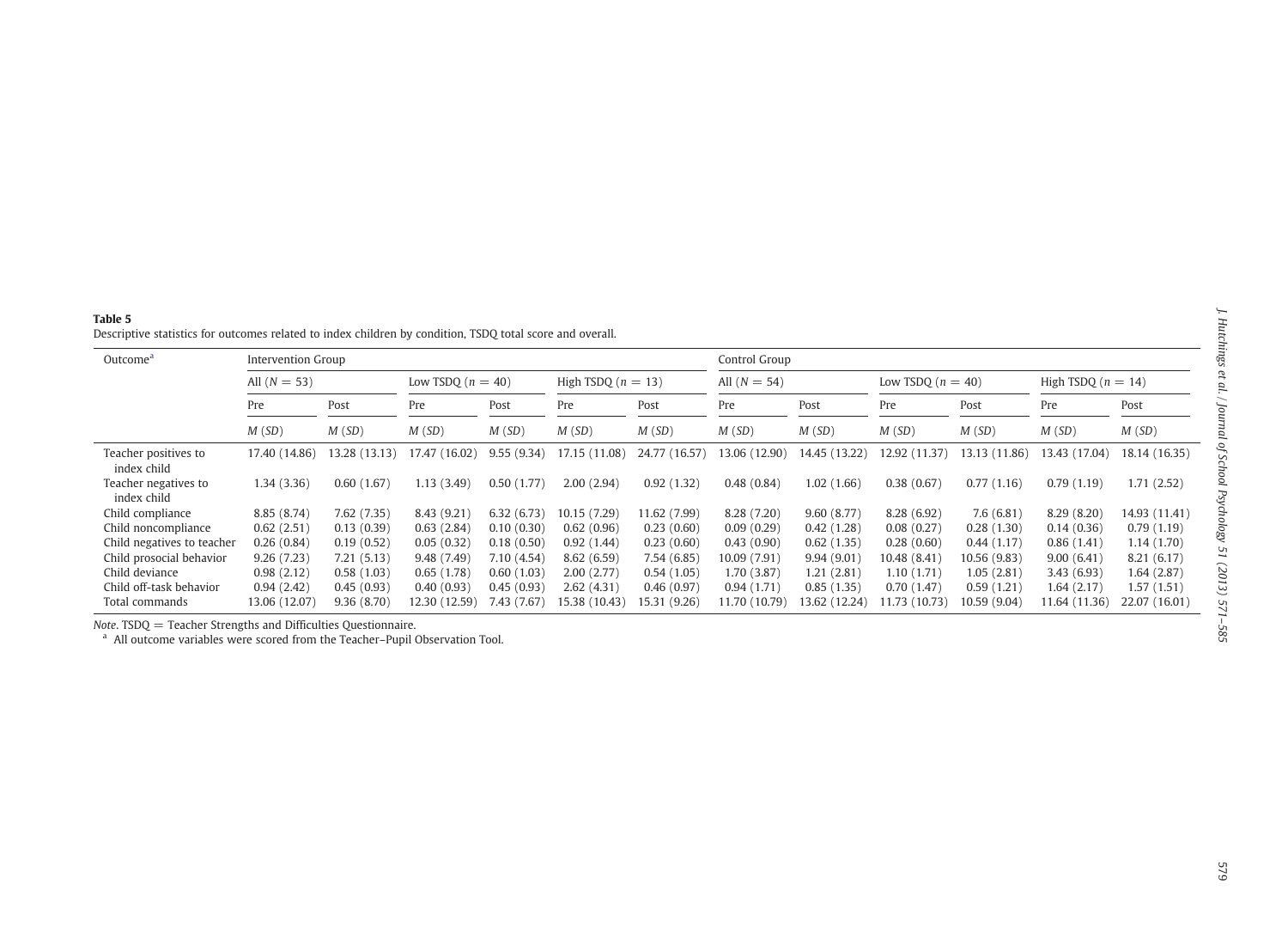**Table 5**
Descriptive statistics for outcomes related to index children by condition, TSDQ total score and overall.

| Outcome[a] | Intervention Group | | | | | | Control Group | | | | | |
|---|---|---|---|---|---|---|---|---|---|---|---|---|
| | All ($N = 53$) | | Low TSDQ ($n = 40$) | | High TSDQ ($n = 13$) | | All ($N = 54$) | | Low TSDQ ($n = 40$) | | High TSDQ ($n = 14$) | |
| | Pre | Post | Pre | Post | Pre | Post | Pre | Post | Pre | Post | Pre | Post |
| | *M* (*SD*) | *M* (*SD*) | *M* (*SD*) | *M* (*SD*) | *M* (*SD*) | *M* (*SD*) | *M* (*SD*) | *M* (*SD*) | *M* (*SD*) | *M* (*SD*) | *M* (*SD*) | *M* (*SD*) |
| Teacher positives to index child | 17.40 (14.86) | 13.28 (13.13) | 17.47 (16.02) | 9.55 (9.34) | 17.15 (11.08) | 24.77 (16.57) | 13.06 (12.90) | 14.45 (13.22) | 12.92 (11.37) | 13.13 (11.86) | 13.43 (17.04) | 18.14 (16.35) |
| Teacher negatives to index child | 1.34 (3.36) | 0.60 (1.67) | 1.13 (3.49) | 0.50 (1.77) | 2.00 (2.94) | 0.92 (1.32) | 0.48 (0.84) | 1.02 (1.66) | 0.38 (0.67) | 0.77 (1.16) | 0.79 (1.19) | 1.71 (2.52) |
| Child compliance | 8.85 (8.74) | 7.62 (7.35) | 8.43 (9.21) | 6.32 (6.73) | 10.15 (7.29) | 11.62 (7.99) | 8.28 (7.20) | 9.60 (8.77) | 8.28 (6.92) | 7.6 (6.81) | 8.29 (8.20) | 14.93 (11.41) |
| Child noncompliance | 0.62 (2.51) | 0.13 (0.39) | 0.63 (2.84) | 0.10 (0.30) | 0.62 (0.96) | 0.23 (0.60) | 0.09 (0.29) | 0.42 (1.28) | 0.08 (0.27) | 0.28 (1.30) | 0.14 (0.36) | 0.79 (1.19) |
| Child negatives to teacher | 0.26 (0.84) | 0.19 (0.52) | 0.05 (0.32) | 0.18 (0.50) | 0.92 (1.44) | 0.23 (0.60) | 0.43 (0.90) | 0.62 (1.35) | 0.28 (0.60) | 0.44 (1.17) | 0.86 (1.41) | 1.14 (1.70) |
| Child prosocial behavior | 9.26 (7.23) | 7.21 (5.13) | 9.48 (7.49) | 7.10 (4.54) | 8.62 (6.59) | 7.54 (6.85) | 10.09 (7.91) | 9.94 (9.01) | 10.48 (8.41) | 10.56 (9.83) | 9.00 (6.41) | 8.21 (6.17) |
| Child deviance | 0.98 (2.12) | 0.58 (1.03) | 0.65 (1.78) | 0.60 (1.03) | 2.00 (2.77) | 0.54 (1.05) | 1.70 (3.87) | 1.21 (2.81) | 1.10 (1.71) | 1.05 (2.81) | 3.43 (6.93) | 1.64 (2.87) |
| Child off-task behavior | 0.94 (2.42) | 0.45 (0.93) | 0.40 (0.93) | 0.45 (0.93) | 2.62 (4.31) | 0.46 (0.97) | 0.94 (1.71) | 0.85 (1.35) | 0.70 (1.47) | 0.59 (1.21) | 1.64 (2.17) | 1.57 (1.51) |
| Total commands | 13.06 (12.07) | 9.36 (8.70) | 12.30 (12.59) | 7.43 (7.67) | 15.38 (10.43) | 15.31 (9.26) | 11.70 (10.79) | 13.62 (12.24) | 11.73 (10.73) | 10.59 (9.04) | 11.64 (11.36) | 22.07 (16.01) |

*Note*. TSDQ = Teacher Strengths and Difficulties Questionnaire.
[a] All outcome variables were scored from the Teacher–Pupil Observation Tool.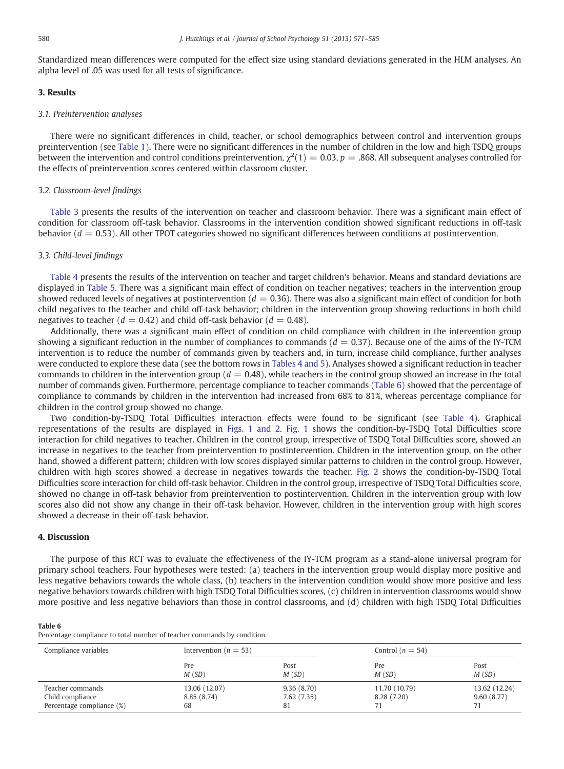Standardized mean differences were computed for the effect size using standard deviations generated in the HLM analyses. An alpha level of .05 was used for all tests of significance.

## 3. Results

### 3.1. Preintervention analyses

There were no significant differences in child, teacher, or school demographics between control and intervention groups preintervention (see Table 1). There were no significant differences in the number of children in the low and high TSDQ groups between the intervention and control conditions preintervention, $\chi^2(1) = 0.03, p = .868$. All subsequent analyses controlled for the effects of preintervention scores centered within classroom cluster.

### 3.2. Classroom-level findings

Table 3 presents the results of the intervention on teacher and classroom behavior. There was a significant main effect of condition for classroom off-task behavior. Classrooms in the intervention condition showed significant reductions in off-task behavior ($d = 0.53$). All other TPOT categories showed no significant differences between conditions at postintervention.

### 3.3. Child-level findings

Table 4 presents the results of the intervention on teacher and target children's behavior. Means and standard deviations are displayed in Table 5. There was a significant main effect of condition on teacher negatives; teachers in the intervention group showed reduced levels of negatives at postintervention ($d = 0.36$). There was also a significant main effect of condition for both child negatives to the teacher and child off-task behavior; children in the intervention group showing reductions in both child negatives to teacher ($d = 0.42$) and child off-task behavior ($d = 0.48$).

Additionally, there was a significant main effect of condition on child compliance with children in the intervention group showing a significant reduction in the number of compliances to commands ($d = 0.37$). Because one of the aims of the IY-TCM intervention is to reduce the number of commands given by teachers and, in turn, increase child compliance, further analyses were conducted to explore these data (see the bottom rows in Tables 4 and 5). Analyses showed a significant reduction in teacher commands to children in the intervention group ($d = 0.48$), while teachers in the control group showed an increase in the total number of commands given. Furthermore, percentage compliance to teacher commands (Table 6) showed that the percentage of compliance to commands by children in the intervention had increased from 68% to 81%, whereas percentage compliance for children in the control group showed no change.

Two condition-by-TSDQ Total Difficulties interaction effects were found to be significant (see Table 4). Graphical representations of the results are displayed in Figs. 1 and 2. Fig. 1 shows the condition-by-TSDQ Total Difficulties score interaction for child negatives to teacher. Children in the control group, irrespective of TSDQ Total Difficulties score, showed an increase in negatives to the teacher from preintervention to postintervention. Children in the intervention group, on the other hand, showed a different pattern; children with low scores displayed similar patterns to children in the control group. However, children with high scores showed a decrease in negatives towards the teacher. Fig. 2 shows the condition-by-TSDQ Total Difficulties score interaction for child off-task behavior. Children in the control group, irrespective of TSDQ Total Difficulties score, showed no change in off-task behavior from preintervention to postintervention. Children in the intervention group with low scores also did not show any change in their off-task behavior. However, children in the intervention group with high scores showed a decrease in their off-task behavior.

## 4. Discussion

The purpose of this RCT was to evaluate the effectiveness of the IY-TCM program as a stand-alone universal program for primary school teachers. Four hypotheses were tested: (a) teachers in the intervention group would display more positive and less negative behaviors towards the whole class, (b) teachers in the intervention condition would show more positive and less negative behaviors towards children with high TSDQ Total Difficulties scores, (c) children in intervention classrooms would show more positive and less negative behaviors than those in control classrooms, and (d) children with high TSDQ Total Difficulties

**Table 6**
Percentage compliance to total number of teacher commands by condition.

| Compliance variables | Intervention ($n = 53$) | | Control ($n = 54$) | |
|---|---|---|---|---|
| | Pre *M* (*SD*) | Post *M* (*SD*) | Pre *M* (*SD*) | Post *M* (*SD*) |
| Teacher commands | 13.06 (12.07) | 9.36 (8.70) | 11.70 (10.79) | 13.62 (12.24) |
| Child compliance | 8.85 (8.74) | 7.62 (7.35) | 8.28 (7.20) | 9.60 (8.77) |
| Percentage compliance (%) | 68 | 81 | 71 | 71 |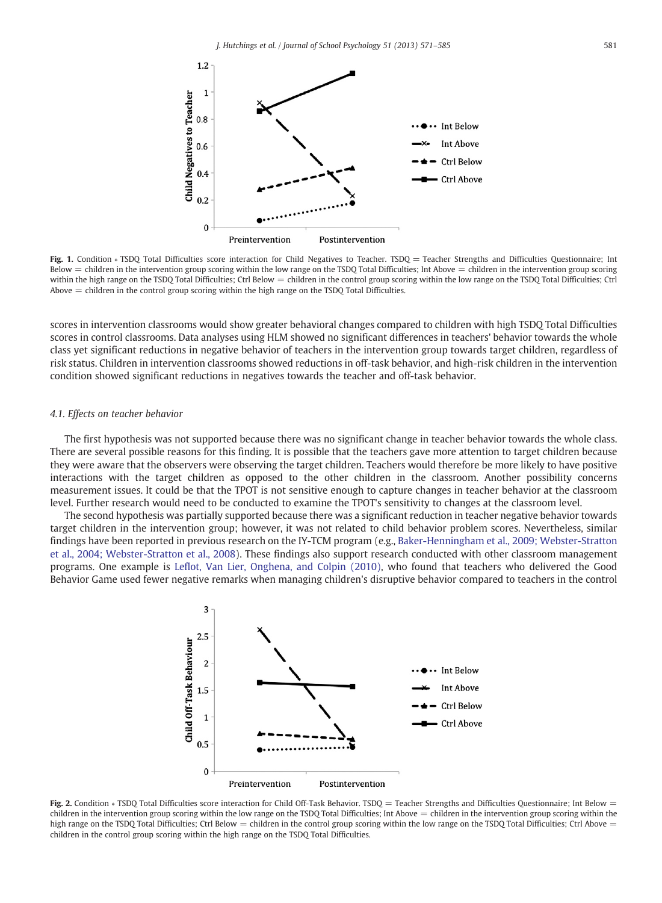1.2
1
0.8
0.6
0.4
0.2
0
Child Negatives to Teacher
Preintervention
Postintervention
Int Below
Int Above
Ctrl Below
Ctrl Above

**Fig. 1.** Condition * TSDQ Total Difficulties score interaction for Child Negatives to Teacher. TSDQ = Teacher Strengths and Difficulties Questionnaire; Int Below = children in the intervention group scoring within the low range on the TSDQ Total Difficulties; Int Above = children in the intervention group scoring within the high range on the TSDQ Total Difficulties; Ctrl Below = children in the control group scoring within the low range on the TSDQ Total Difficulties; Ctrl Above = children in the control group scoring within the high range on the TSDQ Total Difficulties.

scores in intervention classrooms would show greater behavioral changes compared to children with high TSDQ Total Difficulties scores in control classrooms. Data analyses using HLM showed no significant differences in teachers' behavior towards the whole class yet significant reductions in negative behavior of teachers in the intervention group towards target children, regardless of risk status. Children in intervention classrooms showed reductions in off-task behavior, and high-risk children in the intervention condition showed significant reductions in negatives towards the teacher and off-task behavior.

### 4.1. Effects on teacher behavior

The first hypothesis was not supported because there was no significant change in teacher behavior towards the whole class. There are several possible reasons for this finding. It is possible that the teachers gave more attention to target children because they were aware that the observers were observing the target children. Teachers would therefore be more likely to have positive interactions with the target children as opposed to the other children in the classroom. Another possibility concerns measurement issues. It could be that the TPOT is not sensitive enough to capture changes in teacher behavior at the classroom level. Further research would need to be conducted to examine the TPOT's sensitivity to changes at the classroom level.

The second hypothesis was partially supported because there was a significant reduction in teacher negative behavior towards target children in the intervention group; however, it was not related to child behavior problem scores. Nevertheless, similar findings have been reported in previous research on the IY-TCM program (e.g., Baker-Henningham et al., 2009; Webster-Stratton et al., 2004; Webster-Stratton et al., 2008). These findings also support research conducted with other classroom management programs. One example is Leflot, Van Lier, Onghena, and Colpin (2010), who found that teachers who delivered the Good Behavior Game used fewer negative remarks when managing children's disruptive behavior compared to teachers in the control

3
2.5
2
1.5
1
0.5
0
Child Off-Task Behaviour
Preintervention
Postintervention
Int Below
Int Above
Ctrl Below
Ctrl Above

**Fig. 2.** Condition * TSDQ Total Difficulties score interaction for Child Off-Task Behavior. TSDQ = Teacher Strengths and Difficulties Questionnaire; Int Below = children in the intervention group scoring within the low range on the TSDQ Total Difficulties; Int Above = children in the intervention group scoring within the high range on the TSDQ Total Difficulties; Ctrl Below = children in the control group scoring within the low range on the TSDQ Total Difficulties; Ctrl Above = children in the control group scoring within the high range on the TSDQ Total Difficulties.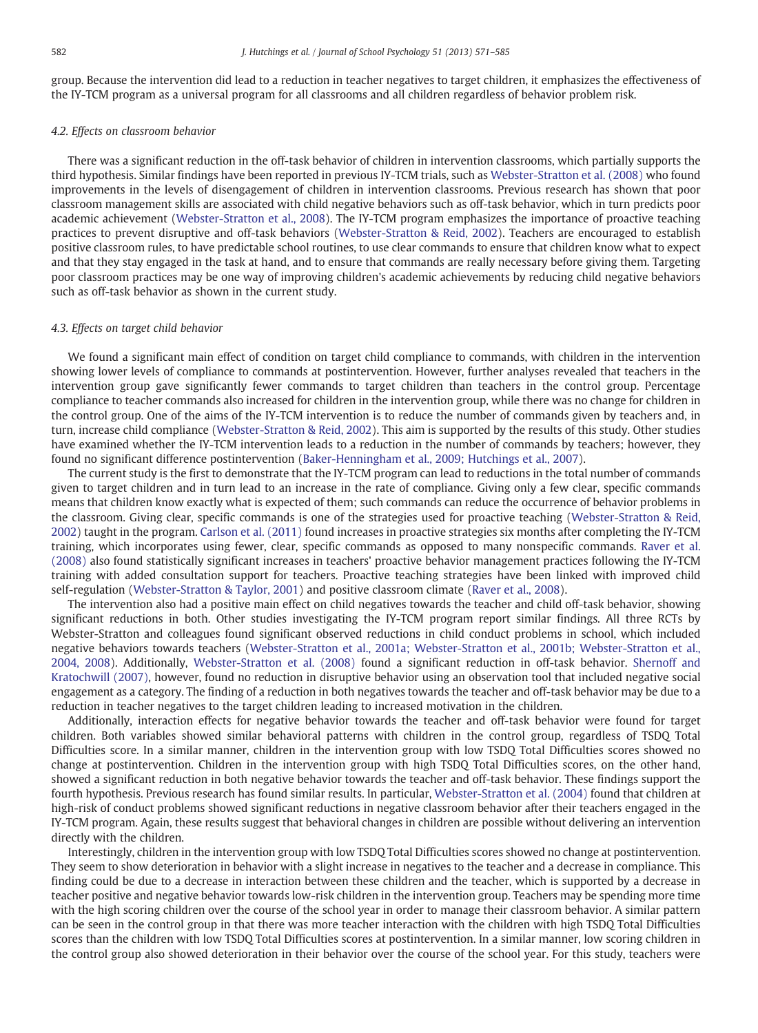group. Because the intervention did lead to a reduction in teacher negatives to target children, it emphasizes the effectiveness of the IY-TCM program as a universal program for all classrooms and all children regardless of behavior problem risk.

### *4.2. Effects on classroom behavior*

There was a significant reduction in the off-task behavior of children in intervention classrooms, which partially supports the third hypothesis. Similar findings have been reported in previous IY-TCM trials, such as Webster-Stratton et al. (2008) who found improvements in the levels of disengagement of children in intervention classrooms. Previous research has shown that poor classroom management skills are associated with child negative behaviors such as off-task behavior, which in turn predicts poor academic achievement (Webster-Stratton et al., 2008). The IY-TCM program emphasizes the importance of proactive teaching practices to prevent disruptive and off-task behaviors (Webster-Stratton & Reid, 2002). Teachers are encouraged to establish positive classroom rules, to have predictable school routines, to use clear commands to ensure that children know what to expect and that they stay engaged in the task at hand, and to ensure that commands are really necessary before giving them. Targeting poor classroom practices may be one way of improving children's academic achievements by reducing child negative behaviors such as off-task behavior as shown in the current study.

### *4.3. Effects on target child behavior*

We found a significant main effect of condition on target child compliance to commands, with children in the intervention showing lower levels of compliance to commands at postintervention. However, further analyses revealed that teachers in the intervention group gave significantly fewer commands to target children than teachers in the control group. Percentage compliance to teacher commands also increased for children in the intervention group, while there was no change for children in the control group. One of the aims of the IY-TCM intervention is to reduce the number of commands given by teachers and, in turn, increase child compliance (Webster-Stratton & Reid, 2002). This aim is supported by the results of this study. Other studies have examined whether the IY-TCM intervention leads to a reduction in the number of commands by teachers; however, they found no significant difference postintervention (Baker-Henningham et al., 2009; Hutchings et al., 2007).

The current study is the first to demonstrate that the IY-TCM program can lead to reductions in the total number of commands given to target children and in turn lead to an increase in the rate of compliance. Giving only a few clear, specific commands means that children know exactly what is expected of them; such commands can reduce the occurrence of behavior problems in the classroom. Giving clear, specific commands is one of the strategies used for proactive teaching (Webster-Stratton & Reid, 2002) taught in the program. Carlson et al. (2011) found increases in proactive strategies six months after completing the IY-TCM training, which incorporates using fewer, clear, specific commands as opposed to many nonspecific commands. Raver et al. (2008) also found statistically significant increases in teachers' proactive behavior management practices following the IY-TCM training with added consultation support for teachers. Proactive teaching strategies have been linked with improved child self-regulation (Webster-Stratton & Taylor, 2001) and positive classroom climate (Raver et al., 2008).

The intervention also had a positive main effect on child negatives towards the teacher and child off-task behavior, showing significant reductions in both. Other studies investigating the IY-TCM program report similar findings. All three RCTs by Webster-Stratton and colleagues found significant observed reductions in child conduct problems in school, which included negative behaviors towards teachers (Webster-Stratton et al., 2001a; Webster-Stratton et al., 2001b; Webster-Stratton et al., 2004, 2008). Additionally, Webster-Stratton et al. (2008) found a significant reduction in off-task behavior. Shernoff and Kratochwill (2007), however, found no reduction in disruptive behavior using an observation tool that included negative social engagement as a category. The finding of a reduction in both negatives towards the teacher and off-task behavior may be due to a reduction in teacher negatives to the target children leading to increased motivation in the children.

Additionally, interaction effects for negative behavior towards the teacher and off-task behavior were found for target children. Both variables showed similar behavioral patterns with children in the control group, regardless of TSDQ Total Difficulties score. In a similar manner, children in the intervention group with low TSDQ Total Difficulties scores showed no change at postintervention. Children in the intervention group with high TSDQ Total Difficulties scores, on the other hand, showed a significant reduction in both negative behavior towards the teacher and off-task behavior. These findings support the fourth hypothesis. Previous research has found similar results. In particular, Webster-Stratton et al. (2004) found that children at high-risk of conduct problems showed significant reductions in negative classroom behavior after their teachers engaged in the IY-TCM program. Again, these results suggest that behavioral changes in children are possible without delivering an intervention directly with the children.

Interestingly, children in the intervention group with low TSDQ Total Difficulties scores showed no change at postintervention. They seem to show deterioration in behavior with a slight increase in negatives to the teacher and a decrease in compliance. This finding could be due to a decrease in interaction between these children and the teacher, which is supported by a decrease in teacher positive and negative behavior towards low-risk children in the intervention group. Teachers may be spending more time with the high scoring children over the course of the school year in order to manage their classroom behavior. A similar pattern can be seen in the control group in that there was more teacher interaction with the children with high TSDQ Total Difficulties scores than the children with low TSDQ Total Difficulties scores at postintervention. In a similar manner, low scoring children in the control group also showed deterioration in their behavior over the course of the school year. For this study, teachers were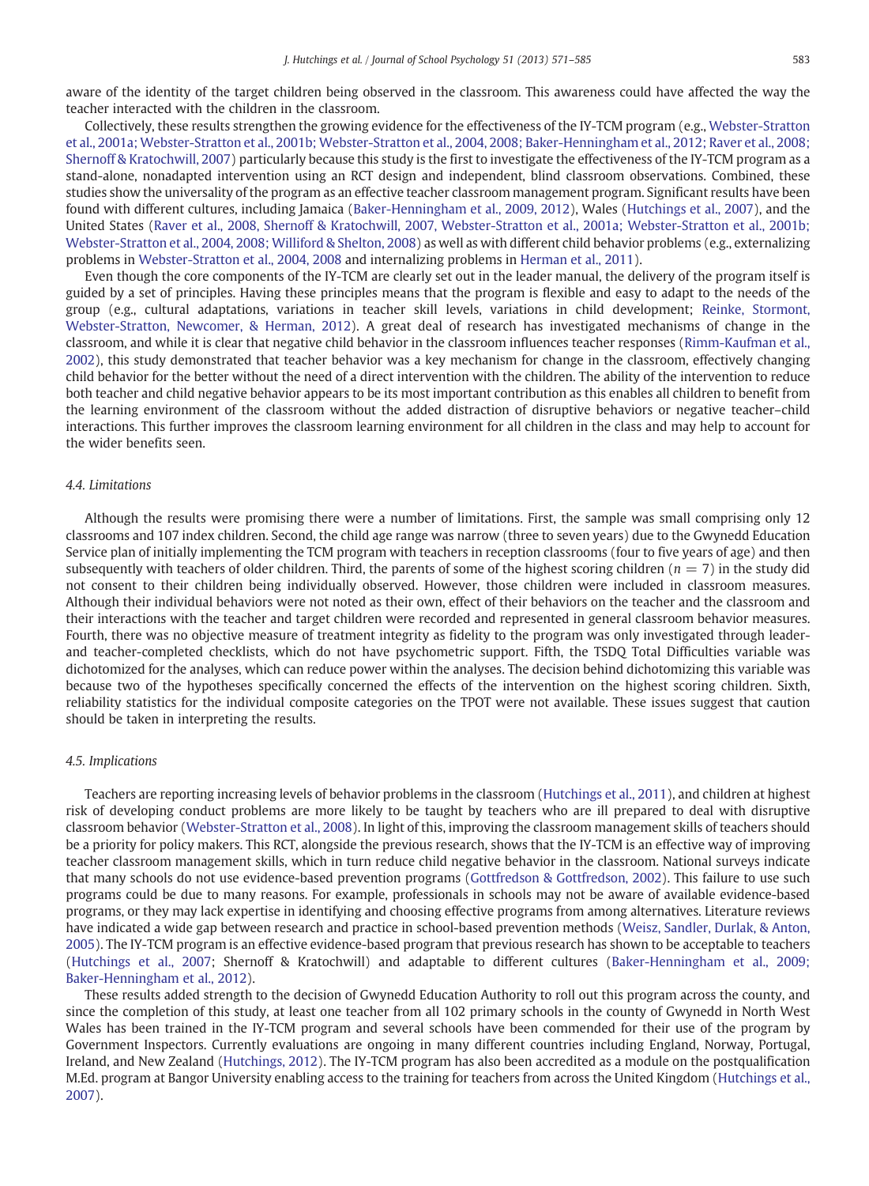aware of the identity of the target children being observed in the classroom. This awareness could have affected the way the teacher interacted with the children in the classroom.

Collectively, these results strengthen the growing evidence for the effectiveness of the IY-TCM program (e.g., Webster-Stratton et al., 2001a; Webster-Stratton et al., 2001b; Webster-Stratton et al., 2004, 2008; Baker-Henningham et al., 2012; Raver et al., 2008; Shernoff & Kratochwill, 2007) particularly because this study is the first to investigate the effectiveness of the IY-TCM program as a stand-alone, nonadapted intervention using an RCT design and independent, blind classroom observations. Combined, these studies show the universality of the program as an effective teacher classroom management program. Significant results have been found with different cultures, including Jamaica (Baker-Henningham et al., 2009, 2012), Wales (Hutchings et al., 2007), and the United States (Raver et al., 2008, Shernoff & Kratochwill, 2007, Webster-Stratton et al., 2001a; Webster-Stratton et al., 2001b; Webster-Stratton et al., 2004, 2008; Williford & Shelton, 2008) as well as with different child behavior problems (e.g., externalizing problems in Webster-Stratton et al., 2004, 2008 and internalizing problems in Herman et al., 2011).

Even though the core components of the IY-TCM are clearly set out in the leader manual, the delivery of the program itself is guided by a set of principles. Having these principles means that the program is flexible and easy to adapt to the needs of the group (e.g., cultural adaptations, variations in teacher skill levels, variations in child development; Reinke, Stormont, Webster-Stratton, Newcomer, & Herman, 2012). A great deal of research has investigated mechanisms of change in the classroom, and while it is clear that negative child behavior in the classroom influences teacher responses (Rimm-Kaufman et al., 2002), this study demonstrated that teacher behavior was a key mechanism for change in the classroom, effectively changing child behavior for the better without the need of a direct intervention with the children. The ability of the intervention to reduce both teacher and child negative behavior appears to be its most important contribution as this enables all children to benefit from the learning environment of the classroom without the added distraction of disruptive behaviors or negative teacher–child interactions. This further improves the classroom learning environment for all children in the class and may help to account for the wider benefits seen.

### 4.4. Limitations

Although the results were promising there were a number of limitations. First, the sample was small comprising only 12 classrooms and 107 index children. Second, the child age range was narrow (three to seven years) due to the Gwynedd Education Service plan of initially implementing the TCM program with teachers in reception classrooms (four to five years of age) and then subsequently with teachers of older children. Third, the parents of some of the highest scoring children ($n = 7$) in the study did not consent to their children being individually observed. However, those children were included in classroom measures. Although their individual behaviors were not noted as their own, effect of their behaviors on the teacher and the classroom and their interactions with the teacher and target children were recorded and represented in general classroom behavior measures. Fourth, there was no objective measure of treatment integrity as fidelity to the program was only investigated through leader- and teacher-completed checklists, which do not have psychometric support. Fifth, the TSDQ Total Difficulties variable was dichotomized for the analyses, which can reduce power within the analyses. The decision behind dichotomizing this variable was because two of the hypotheses specifically concerned the effects of the intervention on the highest scoring children. Sixth, reliability statistics for the individual composite categories on the TPOT were not available. These issues suggest that caution should be taken in interpreting the results.

### 4.5. Implications

Teachers are reporting increasing levels of behavior problems in the classroom (Hutchings et al., 2011), and children at highest risk of developing conduct problems are more likely to be taught by teachers who are ill prepared to deal with disruptive classroom behavior (Webster-Stratton et al., 2008). In light of this, improving the classroom management skills of teachers should be a priority for policy makers. This RCT, alongside the previous research, shows that the IY-TCM is an effective way of improving teacher classroom management skills, which in turn reduce child negative behavior in the classroom. National surveys indicate that many schools do not use evidence-based prevention programs (Gottfredson & Gottfredson, 2002). This failure to use such programs could be due to many reasons. For example, professionals in schools may not be aware of available evidence-based programs, or they may lack expertise in identifying and choosing effective programs from among alternatives. Literature reviews have indicated a wide gap between research and practice in school-based prevention methods (Weisz, Sandler, Durlak, & Anton, 2005). The IY-TCM program is an effective evidence-based program that previous research has shown to be acceptable to teachers (Hutchings et al., 2007; Shernoff & Kratochwill) and adaptable to different cultures (Baker-Henningham et al., 2009; Baker-Henningham et al., 2012).

These results added strength to the decision of Gwynedd Education Authority to roll out this program across the county, and since the completion of this study, at least one teacher from all 102 primary schools in the county of Gwynedd in North West Wales has been trained in the IY-TCM program and several schools have been commended for their use of the program by Government Inspectors. Currently evaluations are ongoing in many different countries including England, Norway, Portugal, Ireland, and New Zealand (Hutchings, 2012). The IY-TCM program has also been accredited as a module on the postqualification M.Ed. program at Bangor University enabling access to the training for teachers from across the United Kingdom (Hutchings et al., 2007).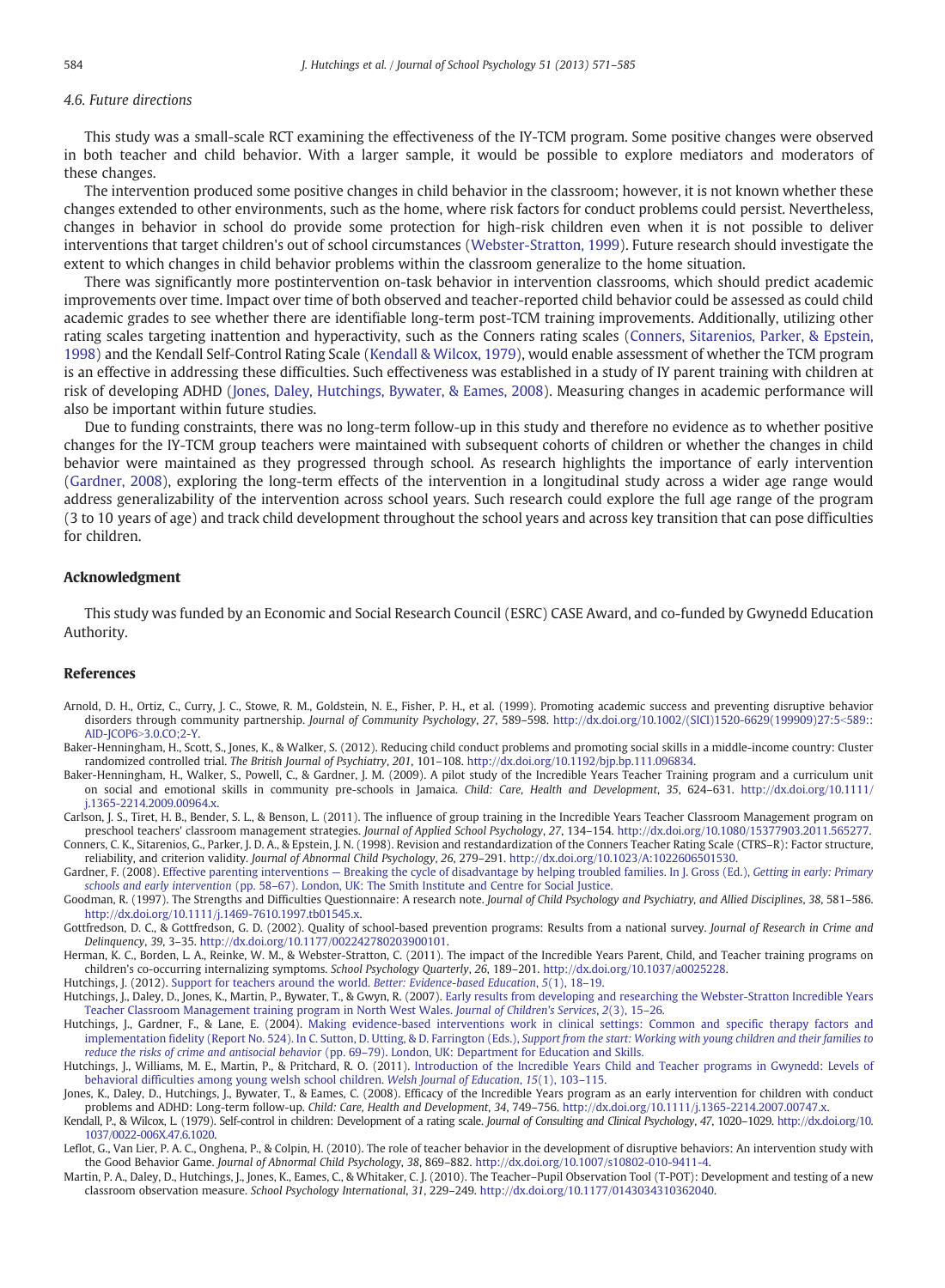### 4.6. Future directions

This study was a small-scale RCT examining the effectiveness of the IY-TCM program. Some positive changes were observed in both teacher and child behavior. With a larger sample, it would be possible to explore mediators and moderators of these changes.

The intervention produced some positive changes in child behavior in the classroom; however, it is not known whether these changes extended to other environments, such as the home, where risk factors for conduct problems could persist. Nevertheless, changes in behavior in school do provide some protection for high-risk children even when it is not possible to deliver interventions that target children's out of school circumstances (Webster-Stratton, 1999). Future research should investigate the extent to which changes in child behavior problems within the classroom generalize to the home situation.

There was significantly more postintervention on-task behavior in intervention classrooms, which should predict academic improvements over time. Impact over time of both observed and teacher-reported child behavior could be assessed as could child academic grades to see whether there are identifiable long-term post-TCM training improvements. Additionally, utilizing other rating scales targeting inattention and hyperactivity, such as the Conners rating scales (Conners, Sitarenios, Parker, & Epstein, 1998) and the Kendall Self-Control Rating Scale (Kendall & Wilcox, 1979), would enable assessment of whether the TCM program is an effective in addressing these difficulties. Such effectiveness was established in a study of IY parent training with children at risk of developing ADHD (Jones, Daley, Hutchings, Bywater, & Eames, 2008). Measuring changes in academic performance will also be important within future studies.

Due to funding constraints, there was no long-term follow-up in this study and therefore no evidence as to whether positive changes for the IY-TCM group teachers were maintained with subsequent cohorts of children or whether the changes in child behavior were maintained as they progressed through school. As research highlights the importance of early intervention (Gardner, 2008), exploring the long-term effects of the intervention in a longitudinal study across a wider age range would address generalizability of the intervention across school years. Such research could explore the full age range of the program (3 to 10 years of age) and track child development throughout the school years and across key transition that can pose difficulties for children.

## Acknowledgment

This study was funded by an Economic and Social Research Council (ESRC) CASE Award, and co-funded by Gwynedd Education Authority.

## References

Arnold, D. H., Ortiz, C., Curry, J. C., Stowe, R. M., Goldstein, N. E., Fisher, P. H., et al. (1999). Promoting academic success and preventing disruptive behavior disorders through community partnership. *Journal of Community Psychology*, *27*, 589–598. http://dx.doi.org/10.1002/(SICI)1520-6629(199909)27:5<589::AID-JCOP6>3.0.CO;2-Y.

Baker-Henningham, H., Scott, S., Jones, K., & Walker, S. (2012). Reducing child conduct problems and promoting social skills in a middle-income country: Cluster randomized controlled trial. *The British Journal of Psychiatry*, *201*, 101–108. http://dx.doi.org/10.1192/bjp.bp.111.096834.

Baker-Henningham, H., Walker, S., Powell, C., & Gardner, J. M. (2009). A pilot study of the Incredible Years Teacher Training program and a curriculum unit on social and emotional skills in community pre-schools in Jamaica. *Child: Care, Health and Development*, *35*, 624–631. http://dx.doi.org/10.1111/j.1365-2214.2009.00964.x.

Carlson, J. S., Tiret, H. B., Bender, S. L., & Benson, L. (2011). The influence of group training in the Incredible Years Teacher Classroom Management program on preschool teachers' classroom management strategies. *Journal of Applied School Psychology*, *27*, 134–154. http://dx.doi.org/10.1080/15377903.2011.565277.

Conners, C. K., Sitarenios, G., Parker, J. D. A., & Epstein, J. N. (1998). Revision and restandardization of the Conners Teacher Rating Scale (CTRS–R): Factor structure, reliability, and criterion validity. *Journal of Abnormal Child Psychology*, *26*, 279–291. http://dx.doi.org/10.1023/A:1022606501530.

Gardner, F. (2008). Effective parenting interventions — Breaking the cycle of disadvantage by helping troubled families. In J. Gross (Ed.), *Getting in early: Primary schools and early intervention* (pp. 58–67). London, UK: The Smith Institute and Centre for Social Justice.

Goodman, R. (1997). The Strengths and Difficulties Questionnaire: A research note. *Journal of Child Psychology and Psychiatry, and Allied Disciplines*, *38*, 581–586. http://dx.doi.org/10.1111/j.1469-7610.1997.tb01545.x.

Gottfredson, D. C., & Gottfredson, G. D. (2002). Quality of school-based prevention programs: Results from a national survey. *Journal of Research in Crime and Delinquency*, *39*, 3–35. http://dx.doi.org/10.1177/002242780203900101.

Herman, K. C., Borden, L. A., Reinke, W. M., & Webster-Stratton, C. (2011). The impact of the Incredible Years Parent, Child, and Teacher training programs on children's co-occurring internalizing symptoms. *School Psychology Quarterly*, *26*, 189–201. http://dx.doi.org/10.1037/a0025228.

Hutchings, J. (2012). Support for teachers around the world. *Better: Evidence-based Education*, *5*(1), 18–19.

Hutchings, J., Daley, D., Jones, K., Martin, P., Bywater, T., & Gwyn, R. (2007). Early results from developing and researching the Webster-Stratton Incredible Years Teacher Classroom Management training program in North West Wales. *Journal of Children's Services*, *2*(3), 15–26.

Hutchings, J., Gardner, F., & Lane, E. (2004). Making evidence-based interventions work in clinical settings: Common and specific therapy factors and implementation fidelity (Report No. 524). In C. Sutton, D. Utting, & D. Farrington (Eds.), *Support from the start: Working with young children and their families to reduce the risks of crime and antisocial behavior* (pp. 69–79). London, UK: Department for Education and Skills.

Hutchings, J., Williams, M. E., Martin, P., & Pritchard, R. O. (2011). Introduction of the Incredible Years Child and Teacher programs in Gwynedd: Levels of behavioral difficulties among young welsh school children. *Welsh Journal of Education*, *15*(1), 103–115.

Jones, K., Daley, D., Hutchings, J., Bywater, T., & Eames, C. (2008). Efficacy of the Incredible Years program as an early intervention for children with conduct problems and ADHD: Long-term follow-up. *Child: Care, Health and Development*, *34*, 749–756. http://dx.doi.org/10.1111/j.1365-2214.2007.00747.x.

Kendall, P., & Wilcox, L. (1979). Self-control in children: Development of a rating scale. *Journal of Consulting and Clinical Psychology*, *47*, 1020–1029. http://dx.doi.org/10.1037/0022-006X.47.6.1020.

Leflot, G., Van Lier, P. A. C., Onghena, P., & Colpin, H. (2010). The role of teacher behavior in the development of disruptive behaviors: An intervention study with the Good Behavior Game. *Journal of Abnormal Child Psychology*, *38*, 869–882. http://dx.doi.org/10.1007/s10802-010-9411-4.

Martin, P. A., Daley, D., Hutchings, J., Jones, K., Eames, C., & Whitaker, C. J. (2010). The Teacher–Pupil Observation Tool (T-POT): Development and testing of a new classroom observation measure. *School Psychology International*, *31*, 229–249. http://dx.doi.org/10.1177/0143034310362040.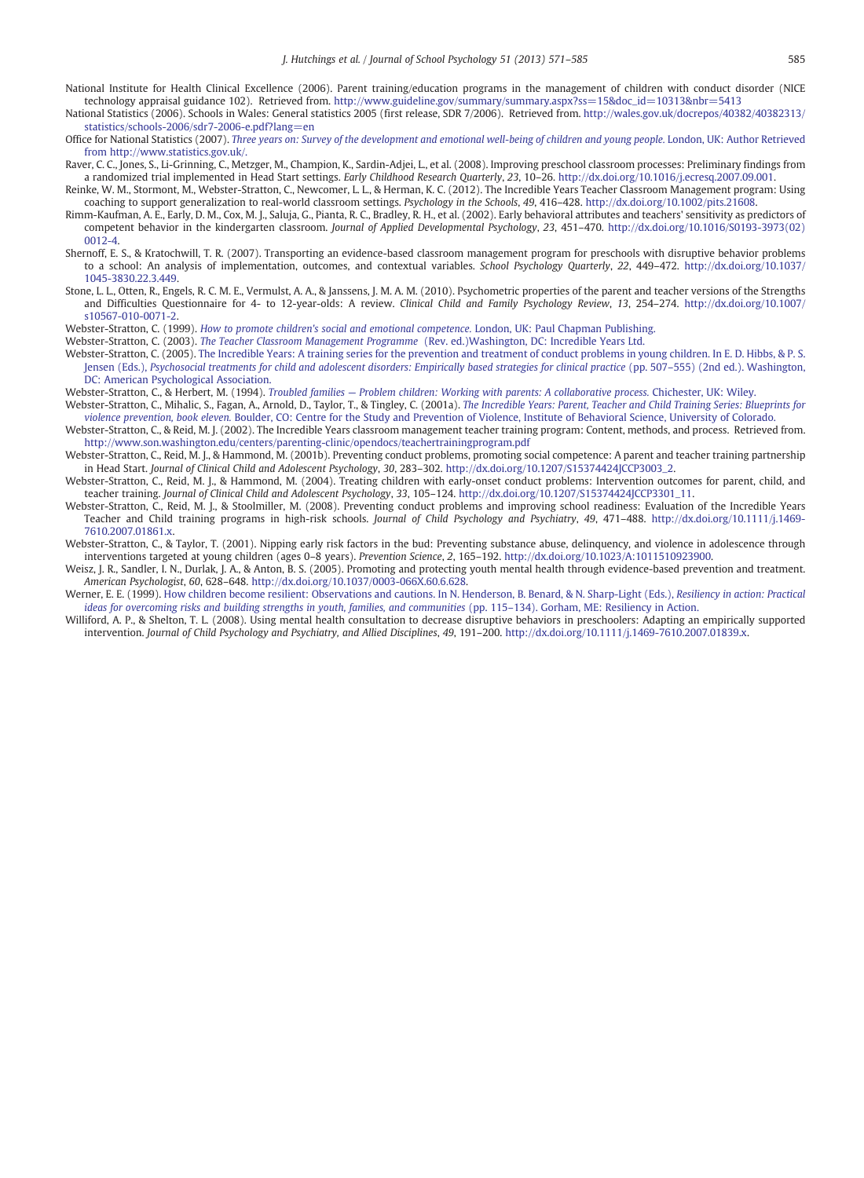National Institute for Health Clinical Excellence (2006). Parent training/education programs in the management of children with conduct disorder (NICE technology appraisal guidance 102). Retrieved from. http://www.guideline.gov/summary/summary.aspx?ss=15&doc_id=10313&nbr=5413

National Statistics (2006). Schools in Wales: General statistics 2005 (first release, SDR 7/2006). Retrieved from. http://wales.gov.uk/docrepos/40382/40382313/statistics/schools-2006/sdr7-2006-e.pdf?lang=en

Office for National Statistics (2007). *Three years on: Survey of the development and emotional well-being of children and young people.* London, UK: Author Retrieved from http://www.statistics.gov.uk/.

Raver, C. C., Jones, S., Li-Grinning, C., Metzger, M., Champion, K., Sardin-Adjei, L., et al. (2008). Improving preschool classroom processes: Preliminary findings from a randomized trial implemented in Head Start settings. *Early Childhood Research Quarterly*, *23*, 10–26. http://dx.doi.org/10.1016/j.ecresq.2007.09.001.

Reinke, W. M., Stormont, M., Webster-Stratton, C., Newcomer, L. L., & Herman, K. C. (2012). The Incredible Years Teacher Classroom Management program: Using coaching to support generalization to real-world classroom settings. *Psychology in the Schools*, *49*, 416–428. http://dx.doi.org/10.1002/pits.21608.

Rimm-Kaufman, A. E., Early, D. M., Cox, M. J., Saluja, G., Pianta, R. C., Bradley, R. H., et al. (2002). Early behavioral attributes and teachers' sensitivity as predictors of competent behavior in the kindergarten classroom. *Journal of Applied Developmental Psychology*, *23*, 451–470. http://dx.doi.org/10.1016/S0193-3973(02)0012-4.

Shernoff, E. S., & Kratochwill, T. R. (2007). Transporting an evidence-based classroom management program for preschools with disruptive behavior problems to a school: An analysis of implementation, outcomes, and contextual variables. *School Psychology Quarterly*, *22*, 449–472. http://dx.doi.org/10.1037/1045-3830.22.3.449.

Stone, L. L., Otten, R., Engels, R. C. M. E., Vermulst, A. A., & Janssens, J. M. A. M. (2010). Psychometric properties of the parent and teacher versions of the Strengths and Difficulties Questionnaire for 4- to 12-year-olds: A review. *Clinical Child and Family Psychology Review*, *13*, 254–274. http://dx.doi.org/10.1007/s10567-010-0071-2.

Webster-Stratton, C. (1999). *How to promote children's social and emotional competence.* London, UK: Paul Chapman Publishing.

Webster-Stratton, C. (2003). *The Teacher Classroom Management Programme* (Rev. ed.)Washington, DC: Incredible Years Ltd.

Webster-Stratton, C. (2005). The Incredible Years: A training series for the prevention and treatment of conduct problems in young children. In E. D. Hibbs, & P. S. Jensen (Eds.), *Psychosocial treatments for child and adolescent disorders: Empirically based strategies for clinical practice* (pp. 507–555) (2nd ed.). Washington, DC: American Psychological Association.

Webster-Stratton, C., & Herbert, M. (1994). *Troubled families — Problem children: Working with parents: A collaborative process.* Chichester, UK: Wiley.

Webster-Stratton, C., Mihalic, S., Fagan, A., Arnold, D., Taylor, T., & Tingley, C. (2001a). *The Incredible Years: Parent, Teacher and Child Training Series: Blueprints for violence prevention, book eleven.* Boulder, CO: Centre for the Study and Prevention of Violence, Institute of Behavioral Science, University of Colorado.

Webster-Stratton, C., & Reid, M. J. (2002). The Incredible Years classroom management teacher training program: Content, methods, and process. Retrieved from. http://www.son.washington.edu/centers/parenting-clinic/opendocs/teachertrainingprogram.pdf

Webster-Stratton, C., Reid, M. J., & Hammond, M. (2001b). Preventing conduct problems, promoting social competence: A parent and teacher training partnership in Head Start. *Journal of Clinical Child and Adolescent Psychology*, *30*, 283–302. http://dx.doi.org/10.1207/S15374424JCCP3003_2.

Webster-Stratton, C., Reid, M. J., & Hammond, M. (2004). Treating children with early-onset conduct problems: Intervention outcomes for parent, child, and teacher training. *Journal of Clinical Child and Adolescent Psychology*, *33*, 105–124. http://dx.doi.org/10.1207/S15374424JCCP3301_11.

Webster-Stratton, C., Reid, M. J., & Stoolmiller, M. (2008). Preventing conduct problems and improving school readiness: Evaluation of the Incredible Years Teacher and Child training programs in high-risk schools. *Journal of Child Psychology and Psychiatry*, *49*, 471–488. http://dx.doi.org/10.1111/j.1469-7610.2007.01861.x.

Webster-Stratton, C., & Taylor, T. (2001). Nipping early risk factors in the bud: Preventing substance abuse, delinquency, and violence in adolescence through interventions targeted at young children (ages 0–8 years). *Prevention Science*, *2*, 165–192. http://dx.doi.org/10.1023/A:1011510923900.

Weisz, J. R., Sandler, I. N., Durlak, J. A., & Anton, B. S. (2005). Promoting and protecting youth mental health through evidence-based prevention and treatment. *American Psychologist*, *60*, 628–648. http://dx.doi.org/10.1037/0003-066X.60.6.628.

Werner, E. E. (1999). How children become resilient: Observations and cautions. In N. Henderson, B. Benard, & N. Sharp-Light (Eds.), *Resiliency in action: Practical ideas for overcoming risks and building strengths in youth, families, and communities* (pp. 115–134). Gorham, ME: Resiliency in Action.

Williford, A. P., & Shelton, T. L. (2008). Using mental health consultation to decrease disruptive behaviors in preschoolers: Adapting an empirically supported intervention. *Journal of Child Psychology and Psychiatry, and Allied Disciplines*, *49*, 191–200. http://dx.doi.org/10.1111/j.1469-7610.2007.01839.x.